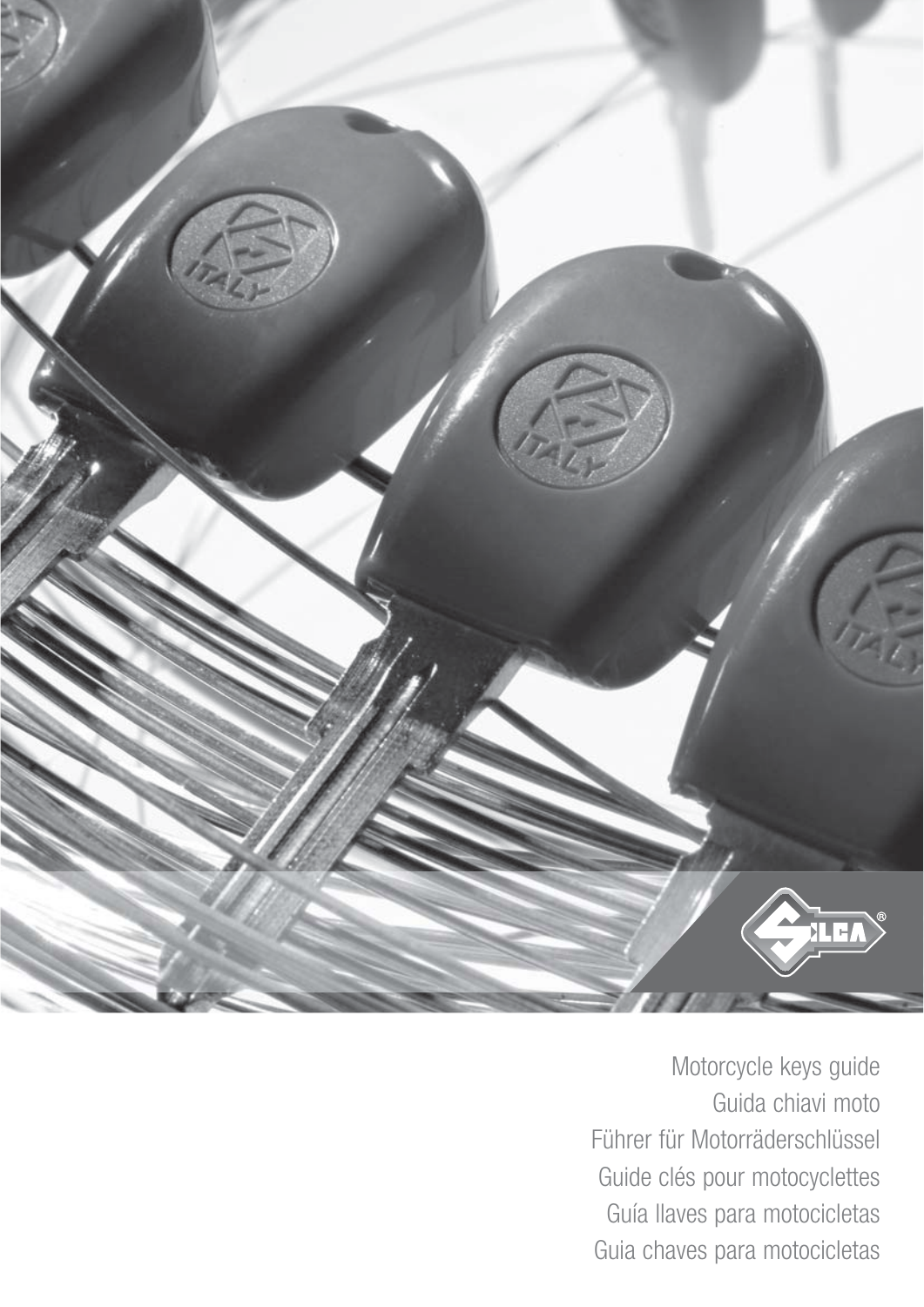Motorcycle keys guide

Guida chiavi moto

Führer für Motorräderschlüssel

Guide clés pour motocyclettes

Guía llaves para motocicletas

Guia chaves para motocicletas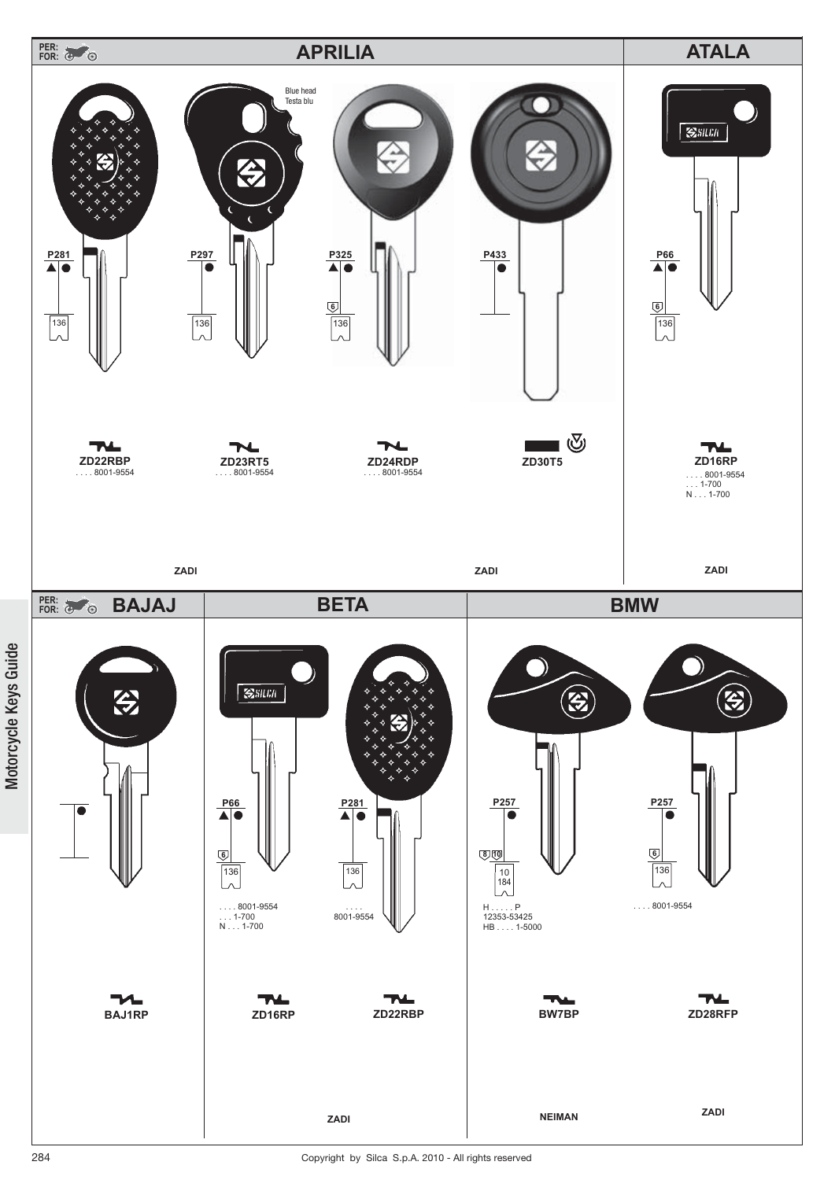PER:
FOR:

## APRILIA

Blue head
Testa blu

| P281 | P297 | P325 | P433 |
|---|---|---|---|
| ▲● 136 | ● 136 | ▲● 6 136 | ● |
| **ZD22RBP** | **ZD23RT5** | **ZD24RDP** | **ZD30T5** |
| . . . . 8001-9554 | . . . . 8001-9554 | . . . . 8001-9554 | |

ZADI

ZADI

## ATALA

P66
▲●
6
136

**ZD16RP**
. . . . 8001-9554
. . . 1-700
N . . . 1-700

ZADI

PER:
FOR:

## BAJAJ

●

**BAJ1RP**

## BETA

| P66 | P281 |
|---|---|
| ▲● 6 136 | ▲● 136 |
| . . . . 8001-9554<br>. . . 1-700<br>N . . . 1-700 | . . . .<br>8001-9554 |
| **ZD16RP** | **ZD22RBP** |

ZADI

## BMW

| P257 | P257 |
|---|---|
| ● 8 10 10 184 | ● 6 136 |
| H . . . . . P<br>12353-53425<br>HB . . . . 1-5000 | . . . . 8001-9554 |
| **BW7BP** | **ZD28RFP** |
| NEIMAN | ZADI |

Motorcycle Keys Guide

Copyright by Silca S.p.A. 2010 - All rights reserved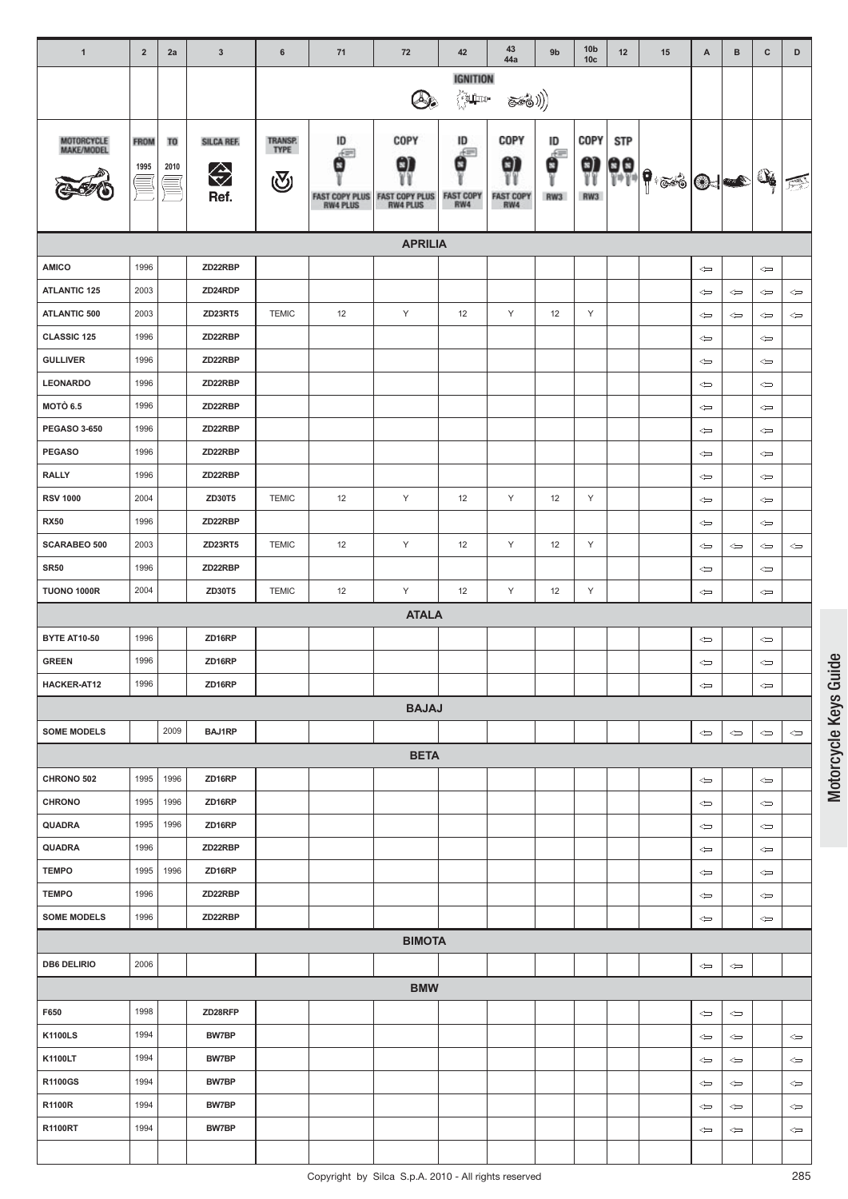| 1 | 2 | 2a | 3 | 6 | 71 | 72 | 42 | 43 44a | 9b | 10b 10c | 12 | 15 | A | B | C | D |
|---|---|---|---|---|---|---|---|---|---|---|---|---|---|---|---|---|
| | | | | IGNITION | | | | | | | | | | | | |
| MOTORCYCLE MAKE/MODEL | FROM 1995 | TO 2010 | SILCA REF. Ref. | TRANSP. TYPE | ID FAST COPY PLUS RW4 PLUS | COPY FAST COPY PLUS RW4 PLUS | ID FAST COPY RW4 | COPY FAST COPY RW4 | ID RW3 | COPY RW3 | STP | | | | | |
| **APRILIA** | | | | | | | | | | | | | | | | |
| **AMICO** | 1996 | | ZD22RBP | | | | | | | | | | ⇦ | | ⇦ | |
| **ATLANTIC 125** | 2003 | | ZD24RDP | | | | | | | | | | ⇦ | ⇦ | ⇦ | ⇦ |
| **ATLANTIC 500** | 2003 | | ZD23RT5 | TEMIC | 12 | Y | 12 | Y | 12 | Y | | | ⇦ | ⇦ | ⇦ | ⇦ |
| **CLASSIC 125** | 1996 | | ZD22RBP | | | | | | | | | | ⇦ | | ⇦ | |
| **GULLIVER** | 1996 | | ZD22RBP | | | | | | | | | | ⇦ | | ⇦ | |
| **LEONARDO** | 1996 | | ZD22RBP | | | | | | | | | | ⇦ | | ⇦ | |
| **MOTÒ 6.5** | 1996 | | ZD22RBP | | | | | | | | | | ⇦ | | ⇦ | |
| **PEGASO 3-650** | 1996 | | ZD22RBP | | | | | | | | | | ⇦ | | ⇦ | |
| **PEGASO** | 1996 | | ZD22RBP | | | | | | | | | | ⇦ | | ⇦ | |
| **RALLY** | 1996 | | ZD22RBP | | | | | | | | | | ⇦ | | ⇦ | |
| **RSV 1000** | 2004 | | ZD30T5 | TEMIC | 12 | Y | 12 | Y | 12 | Y | | | ⇦ | | ⇦ | |
| **RX50** | 1996 | | ZD22RBP | | | | | | | | | | ⇦ | | ⇦ | |
| **SCARABEO 500** | 2003 | | ZD23RT5 | TEMIC | 12 | Y | 12 | Y | 12 | Y | | | ⇦ | ⇦ | ⇦ | ⇦ |
| **SR50** | 1996 | | ZD22RBP | | | | | | | | | | ⇦ | | ⇦ | |
| **TUONO 1000R** | 2004 | | ZD30T5 | TEMIC | 12 | Y | 12 | Y | 12 | Y | | | ⇦ | | ⇦ | |
| **ATALA** | | | | | | | | | | | | | | | | |
| **BYTE AT10-50** | 1996 | | ZD16RP | | | | | | | | | | ⇦ | | ⇦ | |
| **GREEN** | 1996 | | ZD16RP | | | | | | | | | | ⇦ | | ⇦ | |
| **HACKER-AT12** | 1996 | | ZD16RP | | | | | | | | | | ⇦ | | ⇦ | |
| **BAJAJ** | | | | | | | | | | | | | | | | |
| **SOME MODELS** | | 2009 | BAJ1RP | | | | | | | | | | ⇦ | ⇦ | ⇦ | ⇦ |
| **BETA** | | | | | | | | | | | | | | | | |
| **CHRONO 502** | 1995 | 1996 | ZD16RP | | | | | | | | | | ⇦ | | ⇦ | |
| **CHRONO** | 1995 | 1996 | ZD16RP | | | | | | | | | | ⇦ | | ⇦ | |
| **QUADRA** | 1995 | 1996 | ZD16RP | | | | | | | | | | ⇦ | | ⇦ | |
| **QUADRA** | 1996 | | ZD22RBP | | | | | | | | | | ⇦ | | ⇦ | |
| **TEMPO** | 1995 | 1996 | ZD16RP | | | | | | | | | | ⇦ | | ⇦ | |
| **TEMPO** | 1996 | | ZD22RBP | | | | | | | | | | ⇦ | | ⇦ | |
| **SOME MODELS** | 1996 | | ZD22RBP | | | | | | | | | | ⇦ | | ⇦ | |
| **BIMOTA** | | | | | | | | | | | | | | | | |
| **DB6 DELIRIO** | 2006 | | | | | | | | | | | | ⇦ | ⇦ | | |
| **BMW** | | | | | | | | | | | | | | | | |
| **F650** | 1998 | | ZD28RFP | | | | | | | | | | ⇦ | ⇦ | | |
| **K1100LS** | 1994 | | BW7BP | | | | | | | | | | ⇦ | ⇦ | | ⇦ |
| **K1100LT** | 1994 | | BW7BP | | | | | | | | | | ⇦ | ⇦ | | ⇦ |
| **R1100GS** | 1994 | | BW7BP | | | | | | | | | | ⇦ | ⇦ | | ⇦ |
| **R1100R** | 1994 | | BW7BP | | | | | | | | | | ⇦ | ⇦ | | ⇦ |
| **R1100RT** | 1994 | | BW7BP | | | | | | | | | | ⇦ | ⇦ | | ⇦ |

Motorcycle Keys Guide

Copyright by Silca S.p.A. 2010 - All rights reserved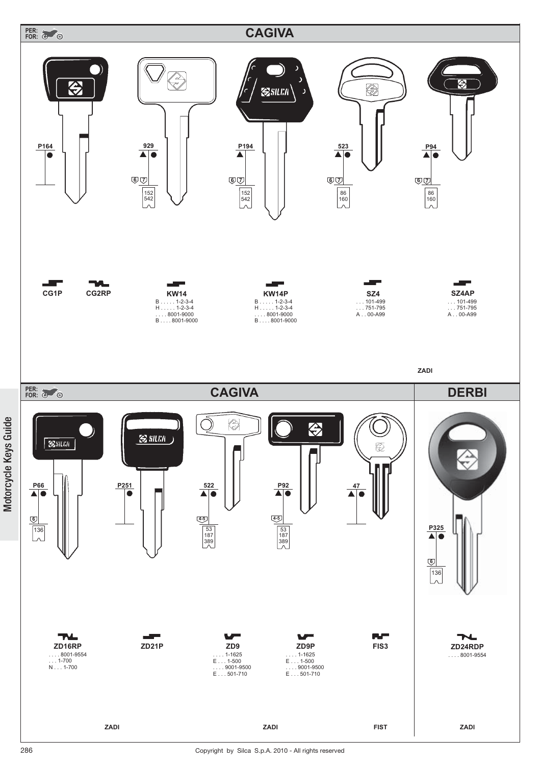PER:
FOR:

# CAGIVA

| Key | Code | Symbols | Numbers |
|---|---|---|---|
| CG1P | P164 | ● | |
| CG2RP | | | |
| KW14 | 929 | ▲ ● 6 7 | 152 542 |
| KW14P | P194 | ▲ 6 7 | 152 542 |
| SZ4 | 523 | ▲ ● 6 7 | 86 160 |
| SZ4AP | P94 | ▲ ● 6 7 | 86 160 |

**CG1P**

**CG2RP**

**KW14**
B . . . . . 1-2-3-4
H . . . . . 1-2-3-4
. . . . 8001-9000
B . . . . 8001-9000

**KW14P**
B . . . . . 1-2-3-4
H . . . . . 1-2-3-4
. . . . 8001-9000
B . . . . 8001-9000

**SZ4**
. . . 101-499
. . . 751-795
A . . 00-A99

**SZ4AP**
. . . 101-499
. . . 751-795
A . . 00-A99

ZADI

PER:
FOR:

# CAGIVA

| Key | Code | Symbols | Numbers |
|---|---|---|---|
| ZD16RP | P66 | ▲ ● 6 | 136 |
| ZD21P | P251 | ● | |
| ZD9 | 522 | ▲ ● 4-5 | 53 187 389 |
| ZD9P | P92 | ▲ ● 4-5 | 53 187 389 |
| FIS3 | 47 | ▲ ● | |

**ZD16RP**
. . . . 8001-9554
. . . 1-700
N . . . 1-700

**ZD21P**

**ZD9**
. . . . 1-1625
E . . . 1-500
. . . . 9001-9500
E . . . 501-710

**ZD9P**
. . . . 1-1625
E . . . 1-500
. . . . 9001-9500
E . . . 501-710

**FIS3**

ZADI — ZADI — FIST

# DERBI

| Key | Code | Symbols | Numbers |
|---|---|---|---|
| ZD24RDP | P325 | ▲ ● 6 | 136 |

**ZD24RDP**
. . . . 8001-9554

ZADI

Motorcycle Keys Guide

Copyright by Silca S.p.A. 2010 - All rights reserved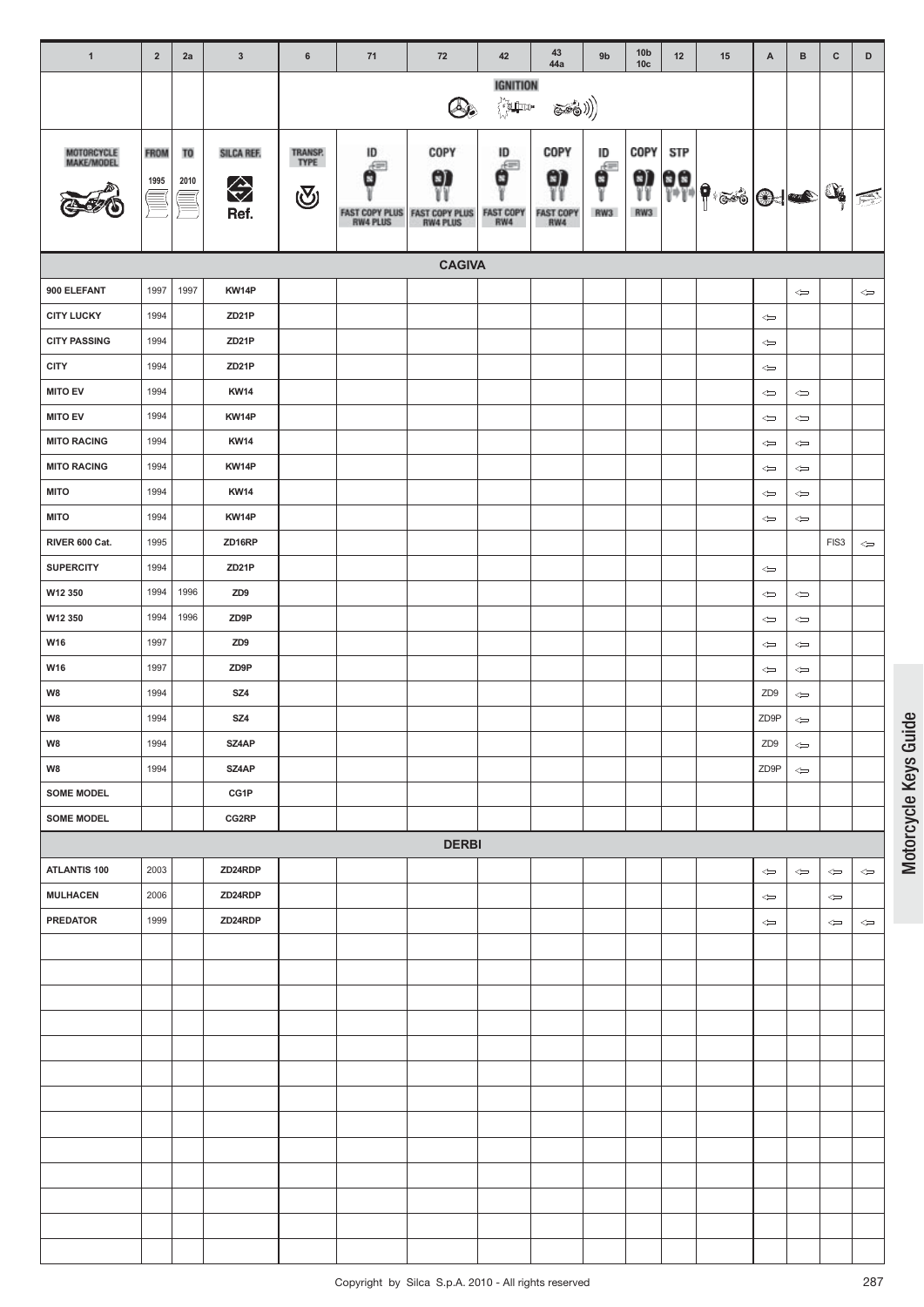| 1 | 2 | 2a | 3 | 6 | 71 | 72 | 42 | 43 44a | 9b | 10b 10c | 12 | 15 | A | B | C | D |
|---|---|---|---|---|---|---|---|---|---|---|---|---|---|---|---|---|
| | | | | | | | IGNITION | | | | | | | | | |
| MOTORCYCLE MAKE/MODEL | FROM 1995 | TO 2010 | SILCA REF. Ref. | TRANSP. TYPE | ID FAST COPY PLUS RW4 PLUS | COPY FAST COPY PLUS RW4 PLUS | ID FAST COPY RW4 | COPY FAST COPY RW4 | ID RW3 | COPY RW3 | STP | | | | | |
| **CAGIVA** | | | | | | | | | | | | | | | | |
| 900 ELEFANT | 1997 | 1997 | KW14P | | | | | | | | | | | ⇦ | | ⇦ |
| CITY LUCKY | 1994 | | ZD21P | | | | | | | | | | ⇦ | | | |
| CITY PASSING | 1994 | | ZD21P | | | | | | | | | | ⇦ | | | |
| CITY | 1994 | | ZD21P | | | | | | | | | | ⇦ | | | |
| MITO EV | 1994 | | KW14 | | | | | | | | | | ⇦ | ⇦ | | |
| MITO EV | 1994 | | KW14P | | | | | | | | | | ⇦ | ⇦ | | |
| MITO RACING | 1994 | | KW14 | | | | | | | | | | ⇦ | ⇦ | | |
| MITO RACING | 1994 | | KW14P | | | | | | | | | | ⇦ | ⇦ | | |
| MITO | 1994 | | KW14 | | | | | | | | | | ⇦ | ⇦ | | |
| MITO | 1994 | | KW14P | | | | | | | | | | ⇦ | ⇦ | | |
| RIVER 600 Cat. | 1995 | | ZD16RP | | | | | | | | | | | | FIS3 | ⇦ |
| SUPERCITY | 1994 | | ZD21P | | | | | | | | | | ⇦ | | | |
| W12 350 | 1994 | 1996 | ZD9 | | | | | | | | | | ⇦ | ⇦ | | |
| W12 350 | 1994 | 1996 | ZD9P | | | | | | | | | | ⇦ | ⇦ | | |
| W16 | 1997 | | ZD9 | | | | | | | | | | ⇦ | ⇦ | | |
| W16 | 1997 | | ZD9P | | | | | | | | | | ⇦ | ⇦ | | |
| W8 | 1994 | | SZ4 | | | | | | | | | | ZD9 | ⇦ | | |
| W8 | 1994 | | SZ4 | | | | | | | | | | ZD9P | ⇦ | | |
| W8 | 1994 | | SZ4AP | | | | | | | | | | ZD9 | ⇦ | | |
| W8 | 1994 | | SZ4AP | | | | | | | | | | ZD9P | ⇦ | | |
| SOME MODEL | | | CG1P | | | | | | | | | | | | | |
| SOME MODEL | | | CG2RP | | | | | | | | | | | | | |
| **DERBI** | | | | | | | | | | | | | | | | |
| ATLANTIS 100 | 2003 | | ZD24RDP | | | | | | | | | | ⇦ | ⇦ | ⇦ | ⇦ |
| MULHACEN | 2006 | | ZD24RDP | | | | | | | | | | ⇦ | | ⇦ | |
| PREDATOR | 1999 | | ZD24RDP | | | | | | | | | | ⇦ | | ⇦ | ⇦ |

Copyright by Silca S.p.A. 2010 - All rights reserved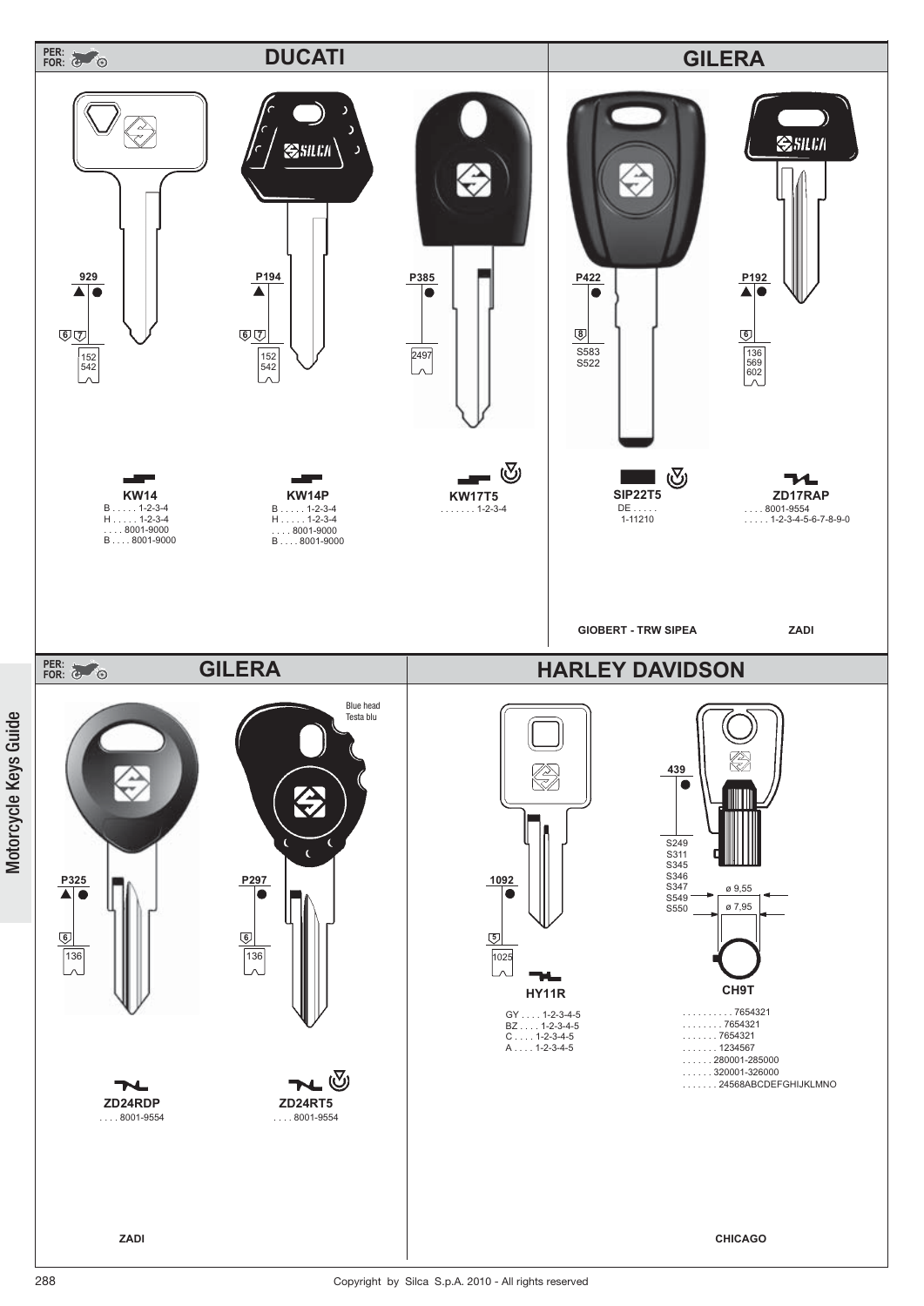PER: FOR:

## DUCATI

**929**
▲ ●
6 7
152
542

**KW14**
B . . . . . 1-2-3-4
H . . . . . 1-2-3-4
. . . . 8001-9000
B . . . . 8001-9000

**P194**
▲
6 7
152
542

**KW14P**
B . . . . . 1-2-3-4
H . . . . . 1-2-3-4
. . . . 8001-9000
B . . . . 8001-9000

**P385**
●
2497

**KW17T5**
. . . . . . . 1-2-3-4

## GILERA

**P422**
●
8
S583
S522

**SIP22T5**
DE . . . . .
1-11210

GIOBERT - TRW SIPEA

**P192**
▲ ●
6
136
569
602

**ZD17RAP**
. . . . 8001-9554
. . . . . 1-2-3-4-5-6-7-8-9-0

ZADI

PER: FOR:

## GILERA

**P325**
▲ ●
6
136

**ZD24RDP**
. . . . 8001-9554

Blue head
Testa blu

**P297**
●
6
136

**ZD24RT5**
. . . . 8001-9554

ZADI

## HARLEY DAVIDSON

**1092**
●
5
1025

**HY11R**
GY . . . . 1-2-3-4-5
BZ . . . . 1-2-3-4-5
C . . . . 1-2-3-4-5
A . . . . 1-2-3-4-5

**439**
●
S249
S311
S345
S346
S347
S549
S550

ø 9,55
ø 7,95

**CH9T**
. . . . . . . . . . 7654321
. . . . . . . . 7654321
. . . . . . . 7654321
. . . . . . . 1234567
. . . . . . 280001-285000
. . . . . . 320001-326000
. . . . . . . 24568ABCDEFGHIJKLMNO

CHICAGO

Motorcycle Keys Guide

Copyright by Silca S.p.A. 2010 - All rights reserved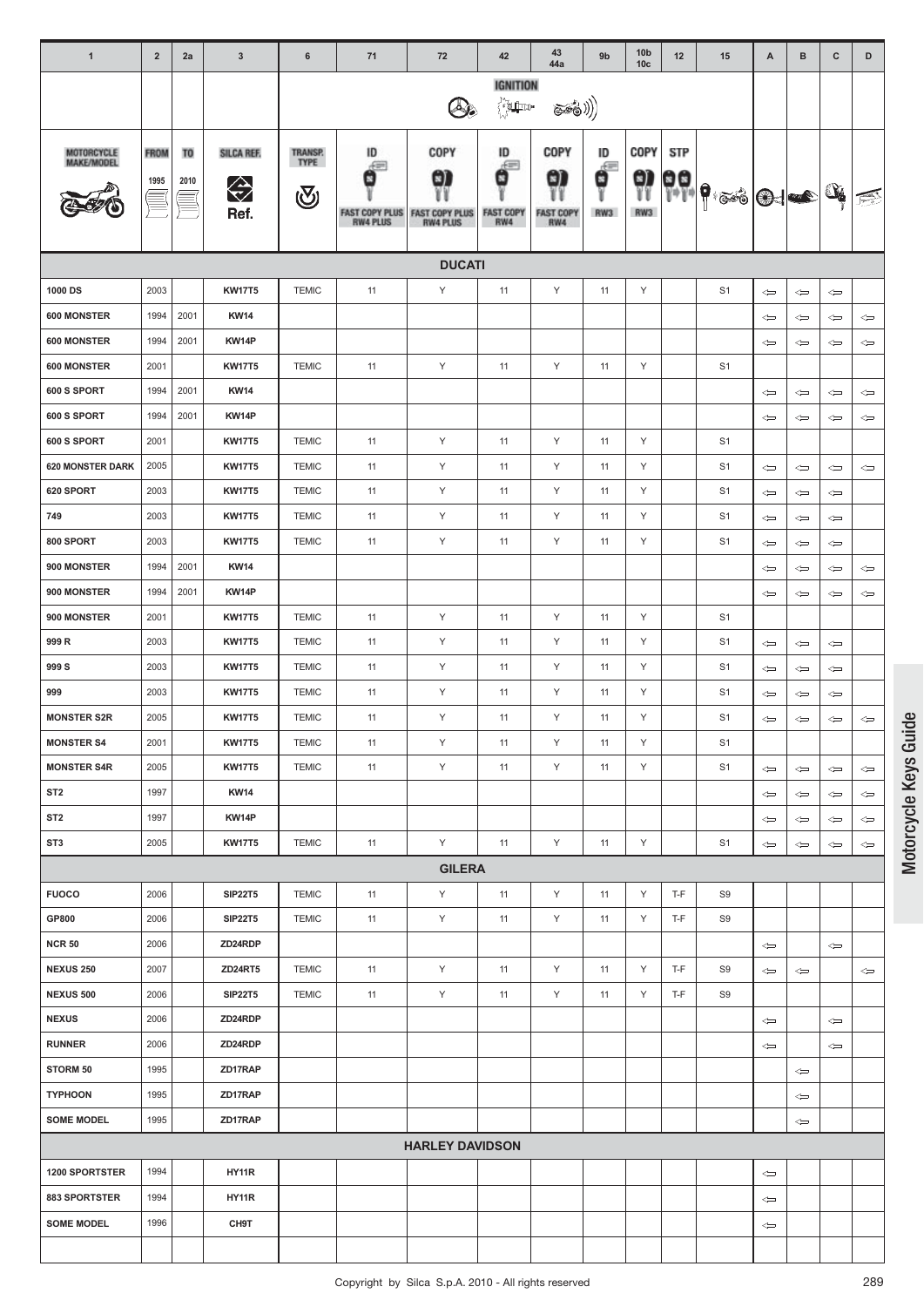| 1 | 2 | 2a | 3 | 6 | 71 | 72 | 42 | 43 44a | 9b | 10b 10c | 12 | 15 | A | B | C | D |
|---|---|---|---|---|---|---|---|---|---|---|---|---|---|---|---|---|
| | | | | | | | IGNITION | | | | | | | | | |
| MOTORCYCLE MAKE/MODEL | FROM 1995 | TO 2010 | SILCA REF. Ref. | TRANSP. TYPE | ID FAST COPY PLUS RW4 PLUS | COPY FAST COPY PLUS RW4 PLUS | ID FAST COPY RW4 | COPY FAST COPY RW4 | ID RW3 | COPY RW3 | STP | | | | | |
| **DUCATI** | | | | | | | | | | | | | | | | |
| 1000 DS | 2003 | | KW17T5 | TEMIC | 11 | Y | 11 | Y | 11 | Y | | S1 | ⇦ | ⇦ | ⇦ | |
| 600 MONSTER | 1994 | 2001 | KW14 | | | | | | | | | | ⇦ | ⇦ | ⇦ | ⇦ |
| 600 MONSTER | 1994 | 2001 | KW14P | | | | | | | | | | ⇦ | ⇦ | ⇦ | ⇦ |
| 600 MONSTER | 2001 | | KW17T5 | TEMIC | 11 | Y | 11 | Y | 11 | Y | | S1 | | | | |
| 600 S SPORT | 1994 | 2001 | KW14 | | | | | | | | | | ⇦ | ⇦ | ⇦ | ⇦ |
| 600 S SPORT | 1994 | 2001 | KW14P | | | | | | | | | | ⇦ | ⇦ | ⇦ | ⇦ |
| 600 S SPORT | 2001 | | KW17T5 | TEMIC | 11 | Y | 11 | Y | 11 | Y | | S1 | | | | |
| 620 MONSTER DARK | 2005 | | KW17T5 | TEMIC | 11 | Y | 11 | Y | 11 | Y | | S1 | ⇦ | ⇦ | ⇦ | ⇦ |
| 620 SPORT | 2003 | | KW17T5 | TEMIC | 11 | Y | 11 | Y | 11 | Y | | S1 | ⇦ | ⇦ | ⇦ | |
| 749 | 2003 | | KW17T5 | TEMIC | 11 | Y | 11 | Y | 11 | Y | | S1 | ⇦ | ⇦ | ⇦ | |
| 800 SPORT | 2003 | | KW17T5 | TEMIC | 11 | Y | 11 | Y | 11 | Y | | S1 | ⇦ | ⇦ | ⇦ | |
| 900 MONSTER | 1994 | 2001 | KW14 | | | | | | | | | | ⇦ | ⇦ | ⇦ | ⇦ |
| 900 MONSTER | 1994 | 2001 | KW14P | | | | | | | | | | ⇦ | ⇦ | ⇦ | ⇦ |
| 900 MONSTER | 2001 | | KW17T5 | TEMIC | 11 | Y | 11 | Y | 11 | Y | | S1 | | | | |
| 999 R | 2003 | | KW17T5 | TEMIC | 11 | Y | 11 | Y | 11 | Y | | S1 | ⇦ | ⇦ | ⇦ | |
| 999 S | 2003 | | KW17T5 | TEMIC | 11 | Y | 11 | Y | 11 | Y | | S1 | ⇦ | ⇦ | ⇦ | |
| 999 | 2003 | | KW17T5 | TEMIC | 11 | Y | 11 | Y | 11 | Y | | S1 | ⇦ | ⇦ | ⇦ | |
| MONSTER S2R | 2005 | | KW17T5 | TEMIC | 11 | Y | 11 | Y | 11 | Y | | S1 | ⇦ | ⇦ | ⇦ | ⇦ |
| MONSTER S4 | 2001 | | KW17T5 | TEMIC | 11 | Y | 11 | Y | 11 | Y | | S1 | | | | |
| MONSTER S4R | 2005 | | KW17T5 | TEMIC | 11 | Y | 11 | Y | 11 | Y | | S1 | ⇦ | ⇦ | ⇦ | ⇦ |
| ST2 | 1997 | | KW14 | | | | | | | | | | ⇦ | ⇦ | ⇦ | ⇦ |
| ST2 | 1997 | | KW14P | | | | | | | | | | ⇦ | ⇦ | ⇦ | ⇦ |
| ST3 | 2005 | | KW17T5 | TEMIC | 11 | Y | 11 | Y | 11 | Y | | S1 | ⇦ | ⇦ | ⇦ | ⇦ |
| **GILERA** | | | | | | | | | | | | | | | | |
| FUOCO | 2006 | | SIP22T5 | TEMIC | 11 | Y | 11 | Y | 11 | Y | T-F | S9 | | | | |
| GP800 | 2006 | | SIP22T5 | TEMIC | 11 | Y | 11 | Y | 11 | Y | T-F | S9 | | | | |
| NCR 50 | 2006 | | ZD24RDP | | | | | | | | | | ⇦ | | ⇦ | |
| NEXUS 250 | 2007 | | ZD24RT5 | TEMIC | 11 | Y | 11 | Y | 11 | Y | T-F | S9 | ⇦ | ⇦ | | ⇦ |
| NEXUS 500 | 2006 | | SIP22T5 | TEMIC | 11 | Y | 11 | Y | 11 | Y | T-F | S9 | | | | |
| NEXUS | 2006 | | ZD24RDP | | | | | | | | | | ⇦ | | ⇦ | |
| RUNNER | 2006 | | ZD24RDP | | | | | | | | | | ⇦ | | ⇦ | |
| STORM 50 | 1995 | | ZD17RAP | | | | | | | | | | | ⇦ | | |
| TYPHOON | 1995 | | ZD17RAP | | | | | | | | | | | ⇦ | | |
| SOME MODEL | 1995 | | ZD17RAP | | | | | | | | | | | ⇦ | | |
| **HARLEY DAVIDSON** | | | | | | | | | | | | | | | | |
| 1200 SPORTSTER | 1994 | | HY11R | | | | | | | | | | ⇦ | | | |
| 883 SPORTSTER | 1994 | | HY11R | | | | | | | | | | ⇦ | | | |
| SOME MODEL | 1996 | | CH9T | | | | | | | | | | ⇦ | | | |

Motorcycle Keys Guide

Copyright by Silca S.p.A. 2010 - All rights reserved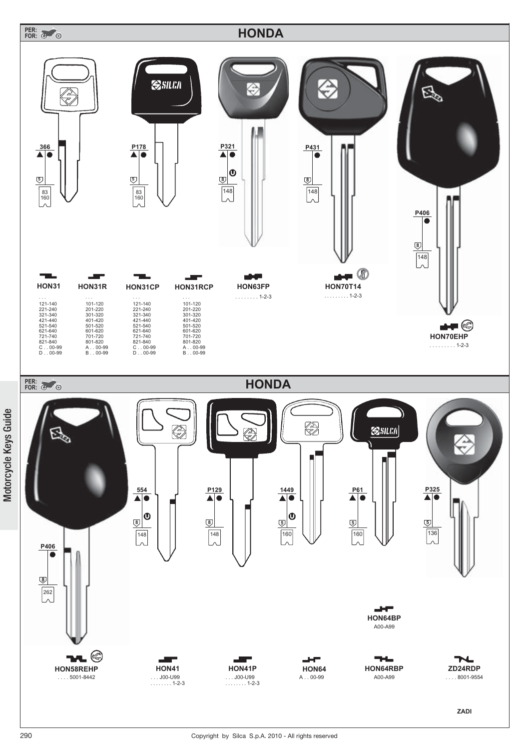PER:
FOR:

# HONDA

366
5
83
160

P178
5
83
160

P321
8
148

P431
8
148

P406
8
148

**HON31**
. . .
121-140
221-240
321-340
421-440
521-540
621-640
721-740
821-840
C . . 00-99
D . . 00-99

**HON31R**
. . .
101-120
201-220
301-320
401-420
501-520
601-620
701-720
801-820
A . . 00-99
B . . 00-99

**HON31CP**
. . .
121-140
221-240
321-340
421-440
521-540
621-640
721-740
821-840
C . . 00-99
D . . 00-99

**HON31RCP**
. . .
101-120
201-220
301-320
401-420
501-520
601-620
701-720
801-820
A . . 00-99
B . . 00-99

**HON63FP**
. . . . . . . . 1-2-3

**HON70T14**
. . . . . . . . . 1-2-3

**HON70EHP**
. . . . . . . . . 1-2-3

PER:
FOR:

# HONDA

P406
8
262

554
8
148

P129
8
148

1449
5
160

P61
5
160

P325
5
136

**HON58REHP**
. . . . 5001-8442

**HON41**
. . . J00-U99
. . . . . . . . 1-2-3

**HON41P**
. . . J00-U99
. . . . . . . . 1-2-3

**HON64**
A . . 00-99

**HON64BP**
A00-A99

**HON64RBP**
A00-A99

**ZD24RDP**
. . . . 8001-9554

ZADI

Motorcycle Keys Guide

Copyright by Silca S.p.A. 2010 - All rights reserved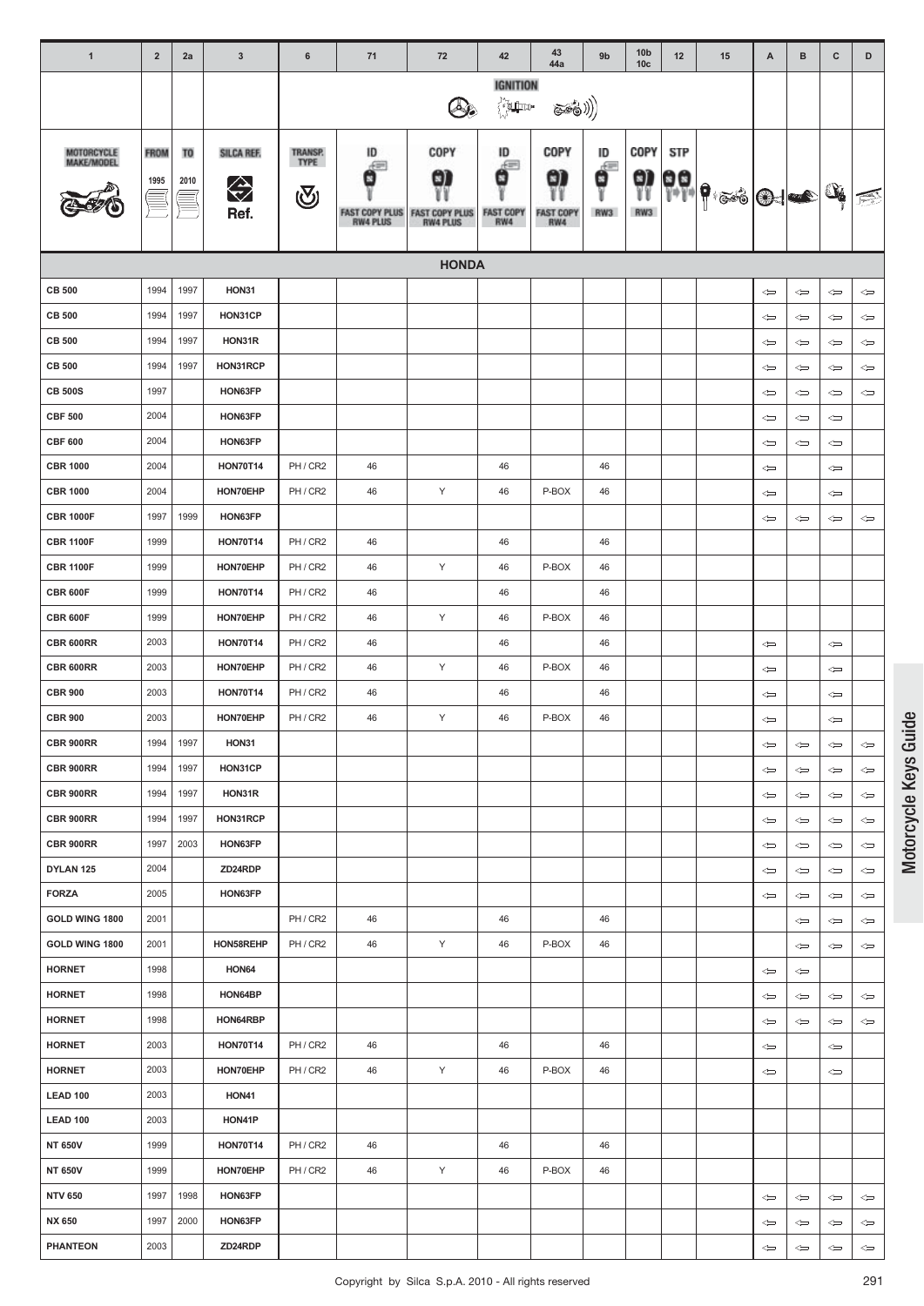| 1 | 2 | 2a | 3 | 6 | 71 | 72 | 42 | 43 44a | 9b | 10b 10c | 12 | 15 | A | B | C | D |
|---|---|---|---|---|---|---|---|---|---|---|---|---|---|---|---|---|
| | | | | | | | IGNITION | | | | | | | | | |
| MOTORCYCLE MAKE/MODEL | FROM 1995 | TO 2010 | SILCA REF. Ref. | TRANSP. TYPE | ID FAST COPY PLUS RW4 PLUS | COPY FAST COPY PLUS RW4 PLUS | ID FAST COPY RW4 | COPY FAST COPY RW4 | ID RW3 | COPY RW3 | STP | | | | | |
| **HONDA** | | | | | | | | | | | | | | | | |
| CB 500 | 1994 | 1997 | HON31 | | | | | | | | | | ⇐ | ⇐ | ⇐ | ⇐ |
| CB 500 | 1994 | 1997 | HON31CP | | | | | | | | | | ⇐ | ⇐ | ⇐ | ⇐ |
| CB 500 | 1994 | 1997 | HON31R | | | | | | | | | | ⇐ | ⇐ | ⇐ | ⇐ |
| CB 500 | 1994 | 1997 | HON31RCP | | | | | | | | | | ⇐ | ⇐ | ⇐ | ⇐ |
| CB 500S | 1997 | | HON63FP | | | | | | | | | | ⇐ | ⇐ | ⇐ | ⇐ |
| CBF 500 | 2004 | | HON63FP | | | | | | | | | | ⇐ | ⇐ | ⇐ | |
| CBF 600 | 2004 | | HON63FP | | | | | | | | | | ⇐ | ⇐ | ⇐ | |
| CBR 1000 | 2004 | | HON70T14 | PH / CR2 | 46 | | 46 | | 46 | | | | ⇐ | | ⇐ | |
| CBR 1000 | 2004 | | HON70EHP | PH / CR2 | 46 | Y | 46 | P-BOX | 46 | | | | ⇐ | | ⇐ | |
| CBR 1000F | 1997 | 1999 | HON63FP | | | | | | | | | | ⇐ | ⇐ | ⇐ | ⇐ |
| CBR 1100F | 1999 | | HON70T14 | PH / CR2 | 46 | | 46 | | 46 | | | | | | | |
| CBR 1100F | 1999 | | HON70EHP | PH / CR2 | 46 | Y | 46 | P-BOX | 46 | | | | | | | |
| CBR 600F | 1999 | | HON70T14 | PH / CR2 | 46 | | 46 | | 46 | | | | | | | |
| CBR 600F | 1999 | | HON70EHP | PH / CR2 | 46 | Y | 46 | P-BOX | 46 | | | | | | | |
| CBR 600RR | 2003 | | HON70T14 | PH / CR2 | 46 | | 46 | | 46 | | | | ⇐ | | ⇐ | |
| CBR 600RR | 2003 | | HON70EHP | PH / CR2 | 46 | Y | 46 | P-BOX | 46 | | | | ⇐ | | ⇐ | |
| CBR 900 | 2003 | | HON70T14 | PH / CR2 | 46 | | 46 | | 46 | | | | ⇐ | | ⇐ | |
| CBR 900 | 2003 | | HON70EHP | PH / CR2 | 46 | Y | 46 | P-BOX | 46 | | | | ⇐ | | ⇐ | |
| CBR 900RR | 1994 | 1997 | HON31 | | | | | | | | | | ⇐ | ⇐ | ⇐ | ⇐ |
| CBR 900RR | 1994 | 1997 | HON31CP | | | | | | | | | | ⇐ | ⇐ | ⇐ | ⇐ |
| CBR 900RR | 1994 | 1997 | HON31R | | | | | | | | | | ⇐ | ⇐ | ⇐ | ⇐ |
| CBR 900RR | 1994 | 1997 | HON31RCP | | | | | | | | | | ⇐ | ⇐ | ⇐ | ⇐ |
| CBR 900RR | 1997 | 2003 | HON63FP | | | | | | | | | | ⇐ | ⇐ | ⇐ | ⇐ |
| DYLAN 125 | 2004 | | ZD24RDP | | | | | | | | | | ⇐ | ⇐ | ⇐ | ⇐ |
| FORZA | 2005 | | HON63FP | | | | | | | | | | ⇐ | ⇐ | ⇐ | ⇐ |
| GOLD WING 1800 | 2001 | | | PH / CR2 | 46 | | 46 | | 46 | | | | | ⇐ | ⇐ | ⇐ |
| GOLD WING 1800 | 2001 | | HON58REHP | PH / CR2 | 46 | Y | 46 | P-BOX | 46 | | | | | ⇐ | ⇐ | ⇐ |
| HORNET | 1998 | | HON64 | | | | | | | | | | ⇐ | ⇐ | | |
| HORNET | 1998 | | HON64BP | | | | | | | | | | ⇐ | ⇐ | ⇐ | ⇐ |
| HORNET | 1998 | | HON64RBP | | | | | | | | | | ⇐ | ⇐ | ⇐ | ⇐ |
| HORNET | 2003 | | HON70T14 | PH / CR2 | 46 | | 46 | | 46 | | | | ⇐ | | ⇐ | |
| HORNET | 2003 | | HON70EHP | PH / CR2 | 46 | Y | 46 | P-BOX | 46 | | | | ⇐ | | ⇐ | |
| LEAD 100 | 2003 | | HON41 | | | | | | | | | | | | | |
| LEAD 100 | 2003 | | HON41P | | | | | | | | | | | | | |
| NT 650V | 1999 | | HON70T14 | PH / CR2 | 46 | | 46 | | 46 | | | | | | | |
| NT 650V | 1999 | | HON70EHP | PH / CR2 | 46 | Y | 46 | P-BOX | 46 | | | | | | | |
| NTV 650 | 1997 | 1998 | HON63FP | | | | | | | | | | ⇐ | ⇐ | ⇐ | ⇐ |
| NX 650 | 1997 | 2000 | HON63FP | | | | | | | | | | ⇐ | ⇐ | ⇐ | ⇐ |
| PHANTEON | 2003 | | ZD24RDP | | | | | | | | | | ⇐ | ⇐ | ⇐ | ⇐ |

Copyright by Silca S.p.A. 2010 - All rights reserved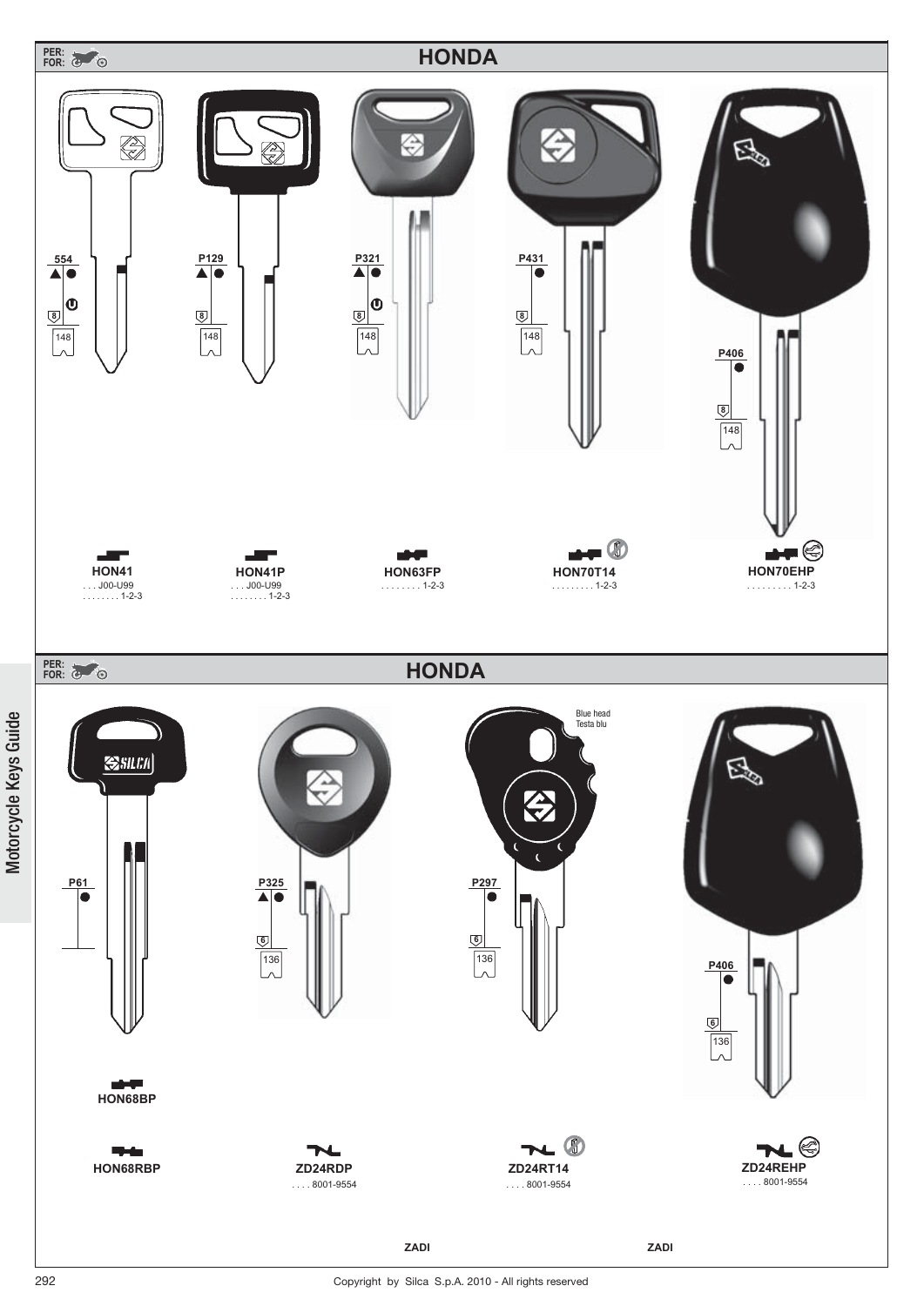PER:
FOR:

## HONDA

554
▲ ●
U
8
148

**HON41**
. . . J00-U99
. . . . . . . . 1-2-3

P129
▲ ●
8
148

**HON41P**
. . . J00-U99
. . . . . . . . 1-2-3

P321
▲ ●
U
8
148

**HON63FP**
. . . . . . . . 1-2-3

P431
●
8
148

**HON70T14**
. . . . . . . . . 1-2-3

P406
●
8
148

**HON70EHP**
. . . . . . . . . 1-2-3

PER:
FOR:

## HONDA

P61
●

**HON68BP**

**HON68RBP**

P325
▲ ●
6
136

**ZD24RDP**
. . . . 8001-9554

Blue head
Testa blu

P297
●
6
136

**ZD24RT14**
. . . . 8001-9554

P406
●
6
136

**ZD24REHP**
. . . . 8001-9554

ZADI

ZADI

Motorcycle Keys Guide

Copyright by Silca S.p.A. 2010 - All rights reserved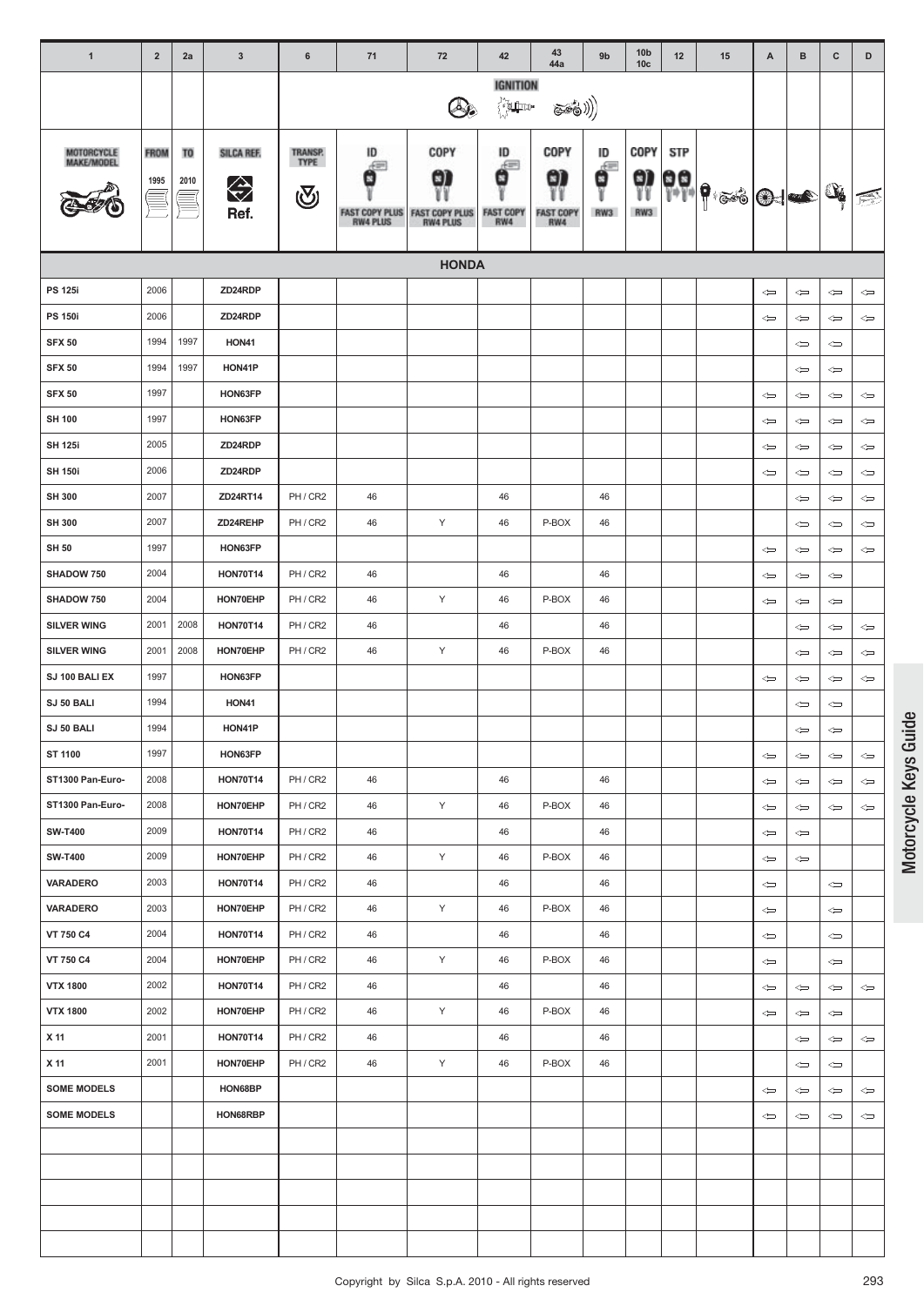| 1 | 2 | 2a | 3 | 6 | 71 | 72 | 42 | 43 44a | 9b | 10b 10c | 12 | 15 | A | B | C | D |
|---|---|---|---|---|---|---|---|---|---|---|---|---|---|---|---|---|
| | | | | | | | IGNITION | | | | | | | | | |
| MOTORCYCLE MAKE/MODEL | FROM 1995 | TO 2010 | SILCA REF. Ref. | TRANSP. TYPE | ID FAST COPY PLUS RW4 PLUS | COPY FAST COPY PLUS RW4 PLUS | ID FAST COPY RW4 | COPY FAST COPY RW4 | ID RW3 | COPY RW3 | STP | | | | | |
| **HONDA** | | | | | | | | | | | | | | | | |
| **PS 125i** | 2006 | | **ZD24RDP** | | | | | | | | | | ⇦ | ⇦ | ⇦ | ⇦ |
| **PS 150i** | 2006 | | **ZD24RDP** | | | | | | | | | | ⇦ | ⇦ | ⇦ | ⇦ |
| **SFX 50** | 1994 | 1997 | **HON41** | | | | | | | | | | | ⇦ | ⇦ | |
| **SFX 50** | 1994 | 1997 | **HON41P** | | | | | | | | | | | ⇦ | ⇦ | |
| **SFX 50** | 1997 | | **HON63FP** | | | | | | | | | | ⇦ | ⇦ | ⇦ | ⇦ |
| **SH 100** | 1997 | | **HON63FP** | | | | | | | | | | ⇦ | ⇦ | ⇦ | ⇦ |
| **SH 125i** | 2005 | | **ZD24RDP** | | | | | | | | | | ⇦ | ⇦ | ⇦ | ⇦ |
| **SH 150i** | 2006 | | **ZD24RDP** | | | | | | | | | | ⇦ | ⇦ | ⇦ | ⇦ |
| **SH 300** | 2007 | | **ZD24RT14** | PH / CR2 | 46 | | 46 | | 46 | | | | | ⇦ | ⇦ | ⇦ |
| **SH 300** | 2007 | | **ZD24REHP** | PH / CR2 | 46 | Y | 46 | P-BOX | 46 | | | | | ⇦ | ⇦ | ⇦ |
| **SH 50** | 1997 | | **HON63FP** | | | | | | | | | | ⇦ | ⇦ | ⇦ | ⇦ |
| **SHADOW 750** | 2004 | | **HON70T14** | PH / CR2 | 46 | | 46 | | 46 | | | | ⇦ | ⇦ | ⇦ | |
| **SHADOW 750** | 2004 | | **HON70EHP** | PH / CR2 | 46 | Y | 46 | P-BOX | 46 | | | | ⇦ | ⇦ | ⇦ | |
| **SILVER WING** | 2001 | 2008 | **HON70T14** | PH / CR2 | 46 | | 46 | | 46 | | | | | ⇦ | ⇦ | ⇦ |
| **SILVER WING** | 2001 | 2008 | **HON70EHP** | PH / CR2 | 46 | Y | 46 | P-BOX | 46 | | | | | ⇦ | ⇦ | ⇦ |
| **SJ 100 BALI EX** | 1997 | | **HON63FP** | | | | | | | | | | ⇦ | ⇦ | ⇦ | ⇦ |
| **SJ 50 BALI** | 1994 | | **HON41** | | | | | | | | | | | ⇦ | ⇦ | |
| **SJ 50 BALI** | 1994 | | **HON41P** | | | | | | | | | | | ⇦ | ⇦ | |
| **ST 1100** | 1997 | | **HON63FP** | | | | | | | | | | ⇦ | ⇦ | ⇦ | ⇦ |
| **ST1300 Pan-Euro-** | 2008 | | **HON70T14** | PH / CR2 | 46 | | 46 | | 46 | | | | ⇦ | ⇦ | ⇦ | ⇦ |
| **ST1300 Pan-Euro-** | 2008 | | **HON70EHP** | PH / CR2 | 46 | Y | 46 | P-BOX | 46 | | | | ⇦ | ⇦ | ⇦ | ⇦ |
| **SW-T400** | 2009 | | **HON70T14** | PH / CR2 | 46 | | 46 | | 46 | | | | ⇦ | ⇦ | | |
| **SW-T400** | 2009 | | **HON70EHP** | PH / CR2 | 46 | Y | 46 | P-BOX | 46 | | | | ⇦ | ⇦ | | |
| **VARADERO** | 2003 | | **HON70T14** | PH / CR2 | 46 | | 46 | | 46 | | | | ⇦ | | ⇦ | |
| **VARADERO** | 2003 | | **HON70EHP** | PH / CR2 | 46 | Y | 46 | P-BOX | 46 | | | | ⇦ | | ⇦ | |
| **VT 750 C4** | 2004 | | **HON70T14** | PH / CR2 | 46 | | 46 | | 46 | | | | ⇦ | | ⇦ | |
| **VT 750 C4** | 2004 | | **HON70EHP** | PH / CR2 | 46 | Y | 46 | P-BOX | 46 | | | | ⇦ | | ⇦ | |
| **VTX 1800** | 2002 | | **HON70T14** | PH / CR2 | 46 | | 46 | | 46 | | | | ⇦ | ⇦ | ⇦ | ⇦ |
| **VTX 1800** | 2002 | | **HON70EHP** | PH / CR2 | 46 | Y | 46 | P-BOX | 46 | | | | ⇦ | ⇦ | ⇦ | |
| **X 11** | 2001 | | **HON70T14** | PH / CR2 | 46 | | 46 | | 46 | | | | | ⇦ | ⇦ | ⇦ |
| **X 11** | 2001 | | **HON70EHP** | PH / CR2 | 46 | Y | 46 | P-BOX | 46 | | | | | ⇦ | ⇦ | |
| **SOME MODELS** | | | **HON68BP** | | | | | | | | | | ⇦ | ⇦ | ⇦ | ⇦ |
| **SOME MODELS** | | | **HON68RBP** | | | | | | | | | | ⇦ | ⇦ | ⇦ | ⇦ |

Copyright by Silca S.p.A. 2010 - All rights reserved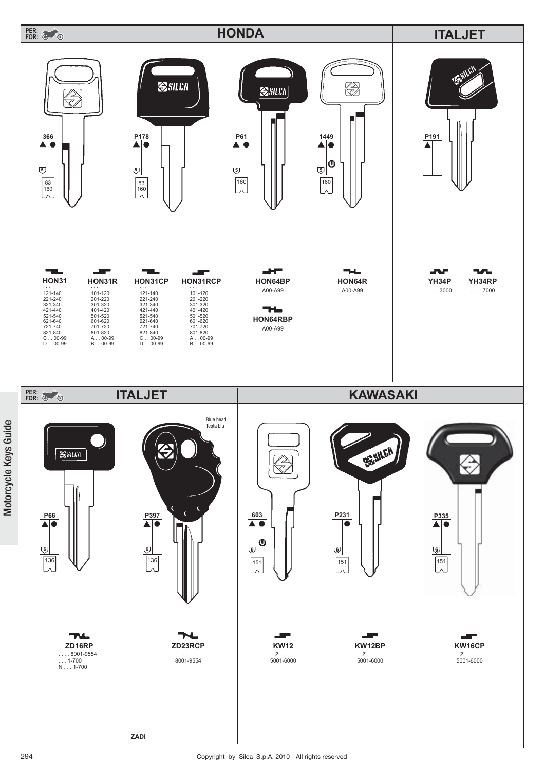PER:
FOR:

# HONDA

366

83
160

P178

83
160

P61

160

1449

160

## HON31

. . .
121-140
221-240
321-340
421-440
521-540
621-640
721-740
821-840
C . . 00-99
D . . 00-99

## HON31R

. . .
101-120
201-220
301-320
401-420
501-520
601-620
701-720
801-820
A . . 00-99
B . . 00-99

## HON31CP

. . .
121-140
221-240
321-340
421-440
521-540
621-640
721-740
821-840
C . . 00-99
D . . 00-99

## HON31RCP

. . .
101-120
201-220
301-320
401-420
501-520
601-620
701-720
801-820
A . . 00-99
B . . 00-99

## HON64BP

A00-A99

## HON64RBP

A00-A99

## HON64R

A00-A99

# ITALJET

P191

## YH34P

. . . . 3000

## YH34RP

. . . . 7000

PER:
FOR:

# ITALJET

P66

136

P397

Blue head
Testa blu

136

## ZD16RP

. . . . 8001-9554
. . . 1-700
N . . . 1-700

## ZD23RCP

. . . .
8001-9554

ZADI

# KAWASAKI

603

151

P231

151

P335

151

## KW12

Z . . . .
5001-6000

## KW12BP

Z . . . .
5001-6000

## KW16CP

Z . . . . .
5001-6000

Motorcycle Keys Guide

Copyright by Silca S.p.A. 2010 - All rights reserved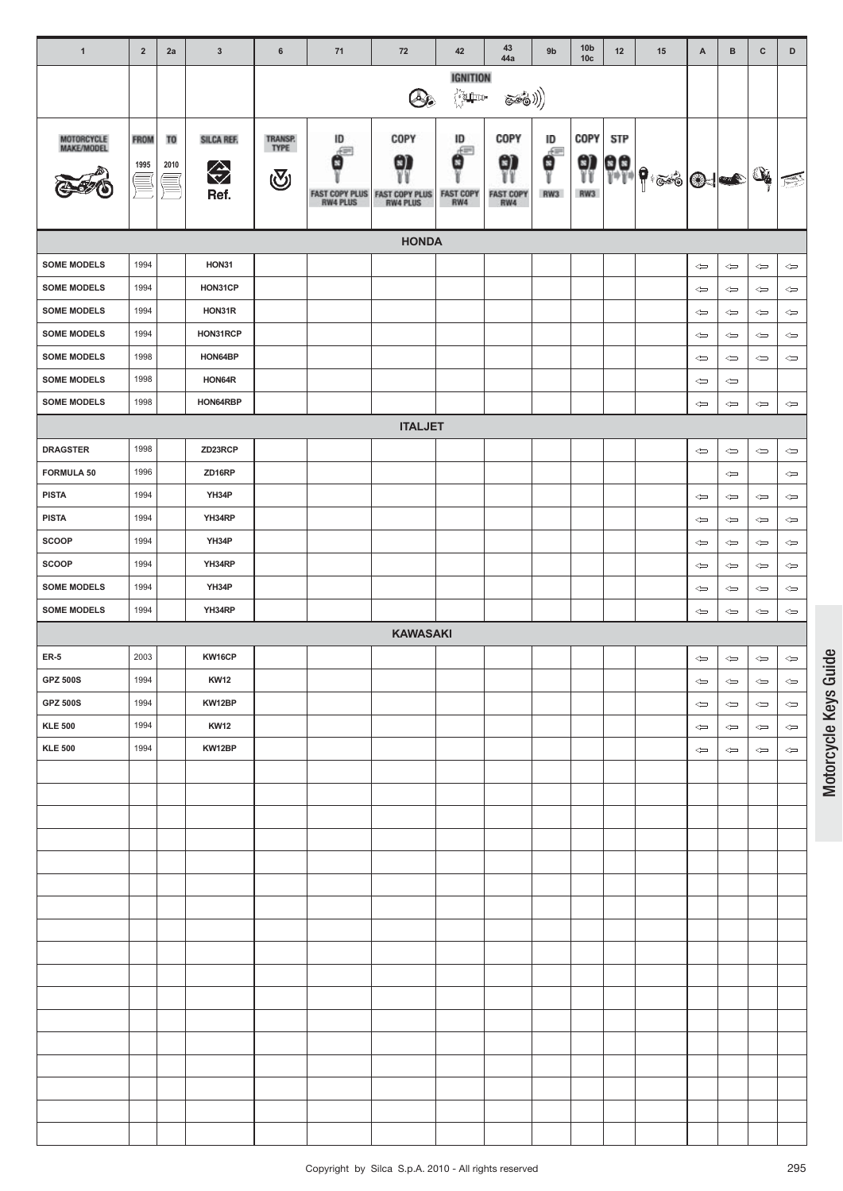| 1 | 2 | 2a | 3 | 6 | 71 | 72 | 42 | 43 44a | 9b | 10b 10c | 12 | 15 | A | B | C | D |
|---|---|---|---|---|---|---|---|---|---|---|---|---|---|---|---|---|
| | | | | | | | IGNITION | | | | | | | | | |
| MOTORCYCLE MAKE/MODEL | FROM 1995 | TO 2010 | SILCA REF. Ref. | TRANSP. TYPE | ID FAST COPY PLUS RW4 PLUS | COPY FAST COPY PLUS RW4 PLUS | ID FAST COPY RW4 | COPY FAST COPY RW4 | ID RW3 | COPY RW3 | STP | | | | | |
| **HONDA** | | | | | | | | | | | | | | | | |
| SOME MODELS | 1994 | | HON31 | | | | | | | | | | ⇐ | ⇐ | ⇐ | ⇐ |
| SOME MODELS | 1994 | | HON31CP | | | | | | | | | | ⇐ | ⇐ | ⇐ | ⇐ |
| SOME MODELS | 1994 | | HON31R | | | | | | | | | | ⇐ | ⇐ | ⇐ | ⇐ |
| SOME MODELS | 1994 | | HON31RCP | | | | | | | | | | ⇐ | ⇐ | ⇐ | ⇐ |
| SOME MODELS | 1998 | | HON64BP | | | | | | | | | | ⇐ | ⇐ | ⇐ | ⇐ |
| SOME MODELS | 1998 | | HON64R | | | | | | | | | | ⇐ | ⇐ | | |
| SOME MODELS | 1998 | | HON64RBP | | | | | | | | | | ⇐ | ⇐ | ⇐ | ⇐ |
| **ITALJET** | | | | | | | | | | | | | | | | |
| DRAGSTER | 1998 | | ZD23RCP | | | | | | | | | | ⇐ | ⇐ | ⇐ | ⇐ |
| FORMULA 50 | 1996 | | ZD16RP | | | | | | | | | | | ⇐ | | ⇐ |
| PISTA | 1994 | | YH34P | | | | | | | | | | ⇐ | ⇐ | ⇐ | ⇐ |
| PISTA | 1994 | | YH34RP | | | | | | | | | | ⇐ | ⇐ | ⇐ | ⇐ |
| SCOOP | 1994 | | YH34P | | | | | | | | | | ⇐ | ⇐ | ⇐ | ⇐ |
| SCOOP | 1994 | | YH34RP | | | | | | | | | | ⇐ | ⇐ | ⇐ | ⇐ |
| SOME MODELS | 1994 | | YH34P | | | | | | | | | | ⇐ | ⇐ | ⇐ | ⇐ |
| SOME MODELS | 1994 | | YH34RP | | | | | | | | | | ⇐ | ⇐ | ⇐ | ⇐ |
| **KAWASAKI** | | | | | | | | | | | | | | | | |
| ER-5 | 2003 | | KW16CP | | | | | | | | | | ⇐ | ⇐ | ⇐ | ⇐ |
| GPZ 500S | 1994 | | KW12 | | | | | | | | | | ⇐ | ⇐ | ⇐ | ⇐ |
| GPZ 500S | 1994 | | KW12BP | | | | | | | | | | ⇐ | ⇐ | ⇐ | ⇐ |
| KLE 500 | 1994 | | KW12 | | | | | | | | | | ⇐ | ⇐ | ⇐ | ⇐ |
| KLE 500 | 1994 | | KW12BP | | | | | | | | | | ⇐ | ⇐ | ⇐ | ⇐ |

Motorcycle Keys Guide

Copyright by Silca S.p.A. 2010 - All rights reserved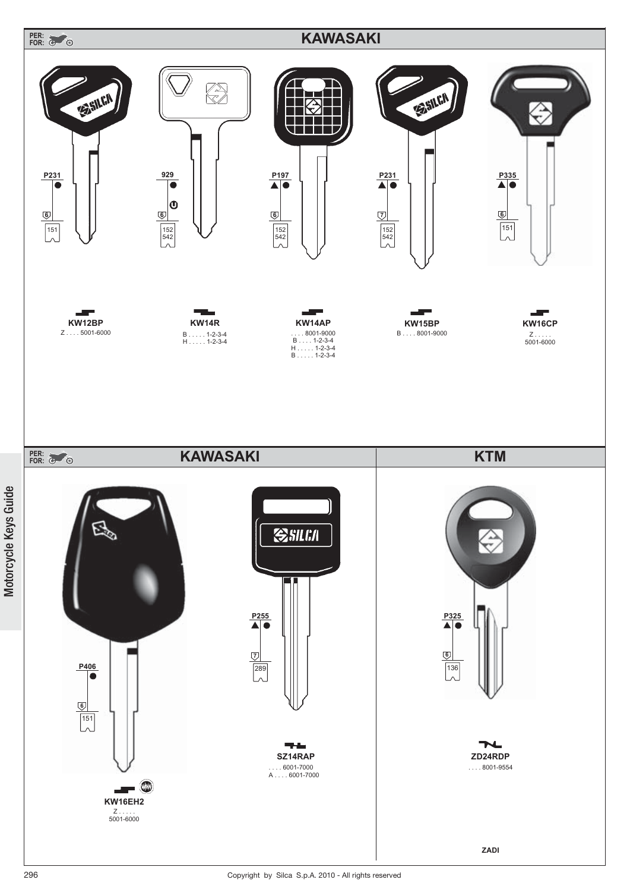PER: FOR:

## KAWASAKI

P231
6
151

**KW12BP**
Z . . . . 5001-6000

929
6
152
542

**KW14R**
B . . . . . 1-2-3-4
H . . . . . 1-2-3-4

P197
6
152
542

**KW14AP**
. . . . 8001-9000
B . . . . 1-2-3-4
H . . . . . 1-2-3-4
B . . . . . 1-2-3-4

P231
7
152
542

**KW15BP**
B . . . . 8001-9000

P335
6
151

**KW16CP**
Z . . . . .
5001-6000

PER: FOR:

## KAWASAKI

P406
6
151

**KW16EH2**
Z . . . . .
5001-6000

P255
7
289

**SZ14RAP**
. . . . 6001-7000
A . . . . 6001-7000

## KTM

P325
6
136

**ZD24RDP**
. . . . 8001-9554

**ZADI**

Motorcycle Keys Guide

Copyright by Silca S.p.A. 2010 - All rights reserved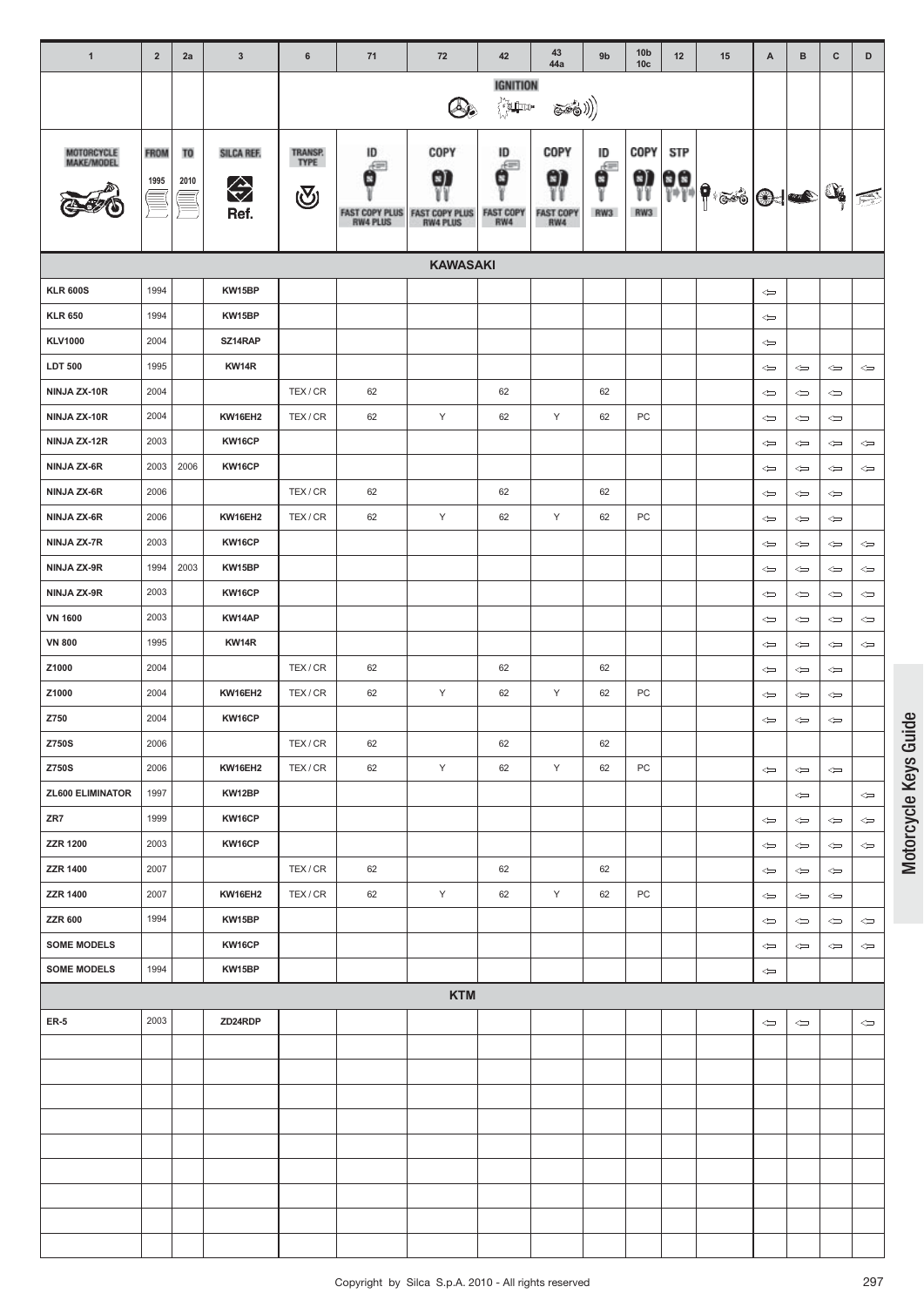| 1 | 2 | 2a | 3 | 6 | 71 | 72 | 42 | 43 44a | 9b | 10b 10c | 12 | 15 | A | B | C | D |
|---|---|---|---|---|---|---|---|---|---|---|---|---|---|---|---|---|
| | | | | | | | IGNITION | | | | | | | | | |
| MOTORCYCLE MAKE/MODEL | FROM 1995 | TO 2010 | SILCA REF. Ref. | TRANSP. TYPE | ID FAST COPY PLUS RW4 PLUS | COPY FAST COPY PLUS RW4 PLUS | ID FAST COPY RW4 | COPY FAST COPY RW4 | ID RW3 | COPY RW3 | STP | | | | | |
| **KAWASAKI** | | | | | | | | | | | | | | | | |
| KLR 600S | 1994 | | KW15BP | | | | | | | | | | ⇦ | | | |
| KLR 650 | 1994 | | KW15BP | | | | | | | | | | ⇦ | | | |
| KLV1000 | 2004 | | SZ14RAP | | | | | | | | | | ⇦ | | | |
| LDT 500 | 1995 | | KW14R | | | | | | | | | | ⇦ | ⇦ | ⇦ | ⇦ |
| NINJA ZX-10R | 2004 | | | TEX / CR | 62 | | 62 | | 62 | | | | ⇦ | ⇦ | ⇦ | |
| NINJA ZX-10R | 2004 | | KW16EH2 | TEX / CR | 62 | Y | 62 | Y | 62 | PC | | | ⇦ | ⇦ | ⇦ | |
| NINJA ZX-12R | 2003 | | KW16CP | | | | | | | | | | ⇦ | ⇦ | ⇦ | ⇦ |
| NINJA ZX-6R | 2003 | 2006 | KW16CP | | | | | | | | | | ⇦ | ⇦ | ⇦ | ⇦ |
| NINJA ZX-6R | 2006 | | | TEX / CR | 62 | | 62 | | 62 | | | | ⇦ | ⇦ | ⇦ | |
| NINJA ZX-6R | 2006 | | KW16EH2 | TEX / CR | 62 | Y | 62 | Y | 62 | PC | | | ⇦ | ⇦ | ⇦ | |
| NINJA ZX-7R | 2003 | | KW16CP | | | | | | | | | | ⇦ | ⇦ | ⇦ | ⇦ |
| NINJA ZX-9R | 1994 | 2003 | KW15BP | | | | | | | | | | ⇦ | ⇦ | ⇦ | ⇦ |
| NINJA ZX-9R | 2003 | | KW16CP | | | | | | | | | | ⇦ | ⇦ | ⇦ | ⇦ |
| VN 1600 | 2003 | | KW14AP | | | | | | | | | | ⇦ | ⇦ | ⇦ | ⇦ |
| VN 800 | 1995 | | KW14R | | | | | | | | | | ⇦ | ⇦ | ⇦ | ⇦ |
| Z1000 | 2004 | | | TEX / CR | 62 | | 62 | | 62 | | | | ⇦ | ⇦ | ⇦ | |
| Z1000 | 2004 | | KW16EH2 | TEX / CR | 62 | Y | 62 | Y | 62 | PC | | | ⇦ | ⇦ | ⇦ | |
| Z750 | 2004 | | KW16CP | | | | | | | | | | ⇦ | ⇦ | ⇦ | |
| Z750S | 2006 | | | TEX / CR | 62 | | 62 | | 62 | | | | | | | |
| Z750S | 2006 | | KW16EH2 | TEX / CR | 62 | Y | 62 | Y | 62 | PC | | | ⇦ | ⇦ | ⇦ | |
| ZL600 ELIMINATOR | 1997 | | KW12BP | | | | | | | | | | | ⇦ | | ⇦ |
| ZR7 | 1999 | | KW16CP | | | | | | | | | | ⇦ | ⇦ | ⇦ | ⇦ |
| ZZR 1200 | 2003 | | KW16CP | | | | | | | | | | ⇦ | ⇦ | ⇦ | ⇦ |
| ZZR 1400 | 2007 | | | TEX / CR | 62 | | 62 | | 62 | | | | ⇦ | ⇦ | ⇦ | |
| ZZR 1400 | 2007 | | KW16EH2 | TEX / CR | 62 | Y | 62 | Y | 62 | PC | | | ⇦ | ⇦ | ⇦ | |
| ZZR 600 | 1994 | | KW15BP | | | | | | | | | | ⇦ | ⇦ | ⇦ | ⇦ |
| SOME MODELS | | | KW16CP | | | | | | | | | | ⇦ | ⇦ | ⇦ | ⇦ |
| SOME MODELS | 1994 | | KW15BP | | | | | | | | | | ⇦ | | | |
| **KTM** | | | | | | | | | | | | | | | | |
| ER-5 | 2003 | | ZD24RDP | | | | | | | | | | ⇦ | ⇦ | | ⇦ |

Motorcycle Keys Guide

Copyright by Silca S.p.A. 2010 - All rights reserved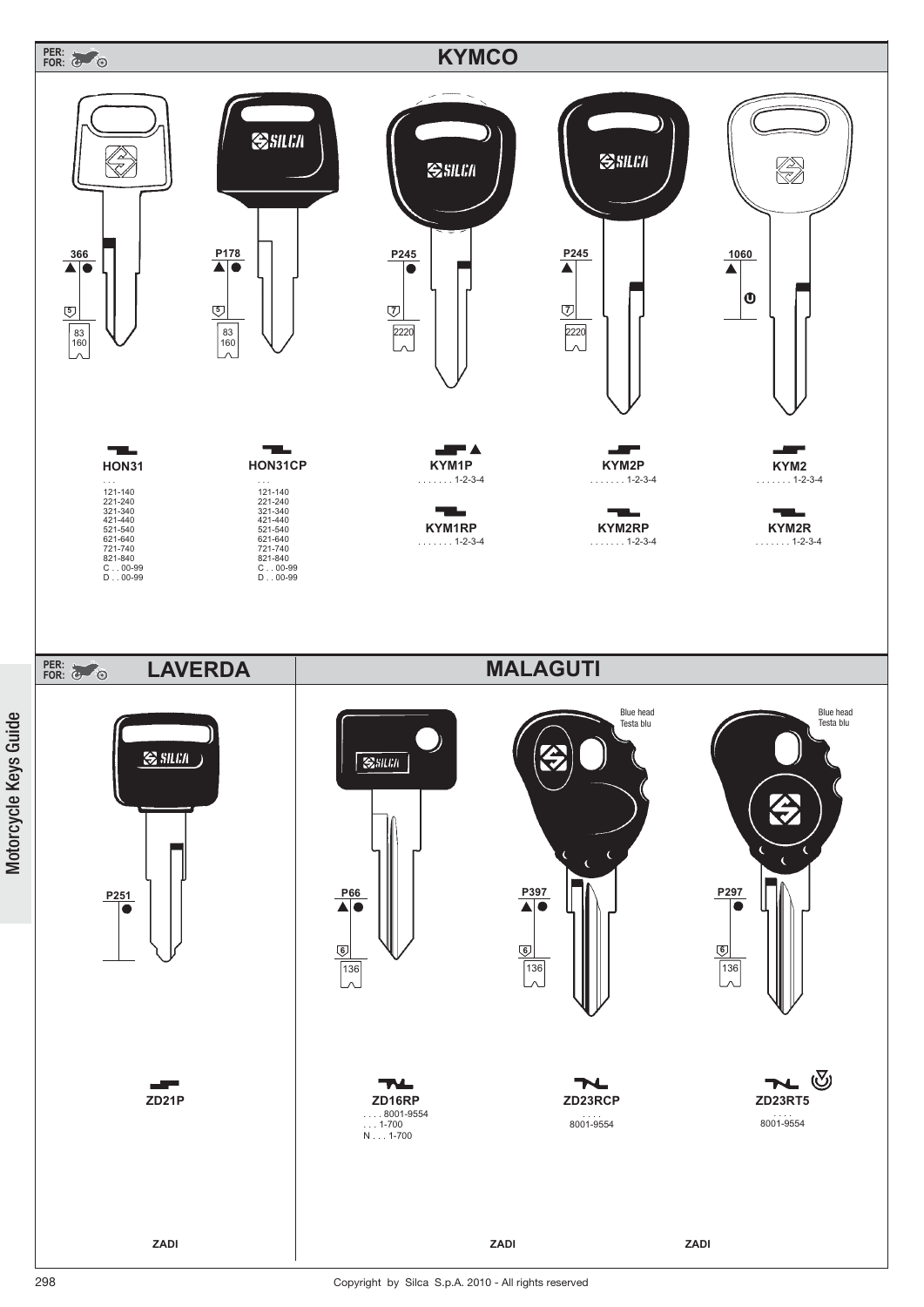PER:
FOR:

# KYMCO

| 366 | P178 | P245 | P245 | 1060 |
|---|---|---|---|---|
| 5 / 83 160 | 5 / 83 160 | 7 / 2220 | 7 / 2220 | |

**HON31**
. . .
121-140
221-240
321-340
421-440
521-540
621-640
721-740
821-840
C . . 00-99
D . . 00-99

**HON31CP**
. . .
121-140
221-240
321-340
421-440
521-540
621-640
721-740
821-840
C . . 00-99
D . . 00-99

**KYM1P**
. . . . . . . 1-2-3-4

**KYM1RP**
. . . . . . . 1-2-3-4

**KYM2P**
. . . . . . . 1-2-3-4

**KYM2RP**
. . . . . . . 1-2-3-4

**KYM2**
. . . . . . . 1-2-3-4

**KYM2R**
. . . . . . . 1-2-3-4

PER:
FOR:

# LAVERDA

P251

**ZD21P**

ZADI

# MALAGUTI

| P66 | P397 | P297 |
|---|---|---|
| 6 / 136 | 6 / 136 | 6 / 136 |

Blue head
Testa blu

**ZD16RP**
. . . . 8001-9554
. . . 1-700
N . . . 1-700

**ZD23RCP**
. . . .
8001-9554

**ZD23RT5**
. . . .
8001-9554

ZADI

ZADI

Motorcycle Keys Guide

Copyright by Silca S.p.A. 2010 - All rights reserved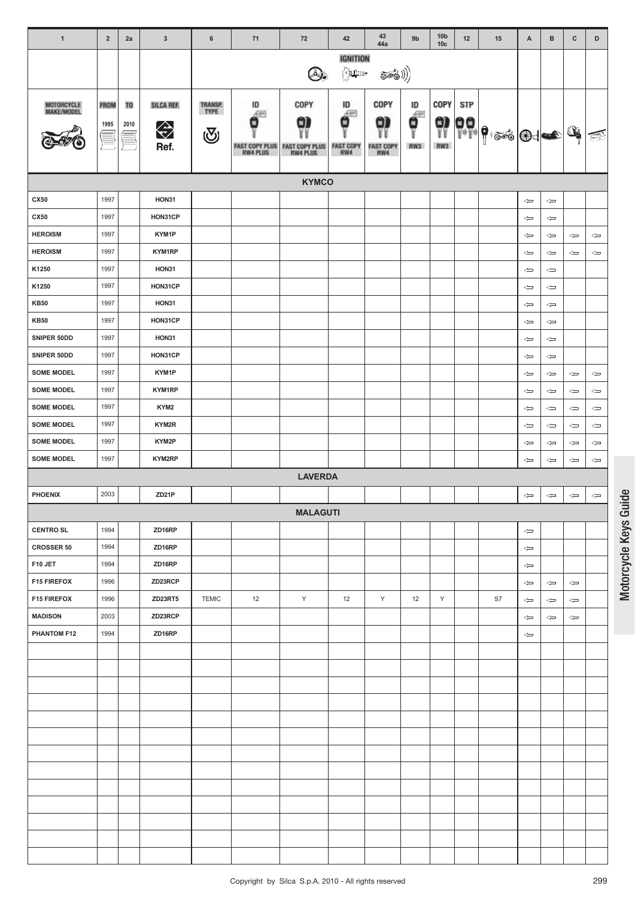| 1 | 2 | 2a | 3 | 6 | 71 | 72 | 42 | 43 44a | 9b | 10b 10c | 12 | 15 | A | B | C | D |
|---|---|---|---|---|---|---|---|---|---|---|---|---|---|---|---|---|
| | | | | | | | IGNITION | | | | | | | | | |
| MOTORCYCLE MAKE/MODEL | FROM 1995 | TO 2010 | SILCA REF. Ref. | TRANSP. TYPE | ID FAST COPY PLUS RW4 PLUS | COPY FAST COPY PLUS RW4 PLUS | ID FAST COPY RW4 | COPY FAST COPY RW4 | ID RW3 | COPY RW3 | STP | | | | | |
| **KYMCO** | | | | | | | | | | | | | | | | |
| CX50 | 1997 | | HON31 | | | | | | | | | | ⇦ | ⇦ | | |
| CX50 | 1997 | | HON31CP | | | | | | | | | | ⇦ | ⇦ | | |
| HEROISM | 1997 | | KYM1P | | | | | | | | | | ⇦ | ⇦ | ⇦ | ⇦ |
| HEROISM | 1997 | | KYM1RP | | | | | | | | | | ⇦ | ⇦ | ⇦ | ⇦ |
| K1250 | 1997 | | HON31 | | | | | | | | | | ⇦ | ⇦ | | |
| K1250 | 1997 | | HON31CP | | | | | | | | | | ⇦ | ⇦ | | |
| KB50 | 1997 | | HON31 | | | | | | | | | | ⇦ | ⇦ | | |
| KB50 | 1997 | | HON31CP | | | | | | | | | | ⇦ | ⇦ | | |
| SNIPER 50DD | 1997 | | HON31 | | | | | | | | | | ⇦ | ⇦ | | |
| SNIPER 50DD | 1997 | | HON31CP | | | | | | | | | | ⇦ | ⇦ | | |
| SOME MODEL | 1997 | | KYM1P | | | | | | | | | | ⇦ | ⇦ | ⇦ | ⇦ |
| SOME MODEL | 1997 | | KYM1RP | | | | | | | | | | ⇦ | ⇦ | ⇦ | ⇦ |
| SOME MODEL | 1997 | | KYM2 | | | | | | | | | | ⇦ | ⇦ | ⇦ | ⇦ |
| SOME MODEL | 1997 | | KYM2R | | | | | | | | | | ⇦ | ⇦ | ⇦ | ⇦ |
| SOME MODEL | 1997 | | KYM2P | | | | | | | | | | ⇦ | ⇦ | ⇦ | ⇦ |
| SOME MODEL | 1997 | | KYM2RP | | | | | | | | | | ⇦ | ⇦ | ⇦ | ⇦ |
| **LAVERDA** | | | | | | | | | | | | | | | | |
| PHOENIX | 2003 | | ZD21P | | | | | | | | | | ⇦ | ⇦ | ⇦ | ⇦ |
| **MALAGUTI** | | | | | | | | | | | | | | | | |
| CENTRO SL | 1994 | | ZD16RP | | | | | | | | | | ⇦ | | | |
| CROSSER 50 | 1994 | | ZD16RP | | | | | | | | | | ⇦ | | | |
| F10 JET | 1994 | | ZD16RP | | | | | | | | | | ⇦ | | | |
| F15 FIREFOX | 1996 | | ZD23RCP | | | | | | | | | | ⇦ | ⇦ | ⇦ | |
| F15 FIREFOX | 1996 | | ZD23RT5 | TEMIC | 12 | Y | 12 | Y | 12 | Y | | S7 | ⇦ | ⇦ | ⇦ | |
| MADISON | 2003 | | ZD23RCP | | | | | | | | | | ⇦ | ⇦ | ⇦ | |
| PHANTOM F12 | 1994 | | ZD16RP | | | | | | | | | | ⇦ | | | |

Motorcycle Keys Guide

Copyright by Silca S.p.A. 2010 - All rights reserved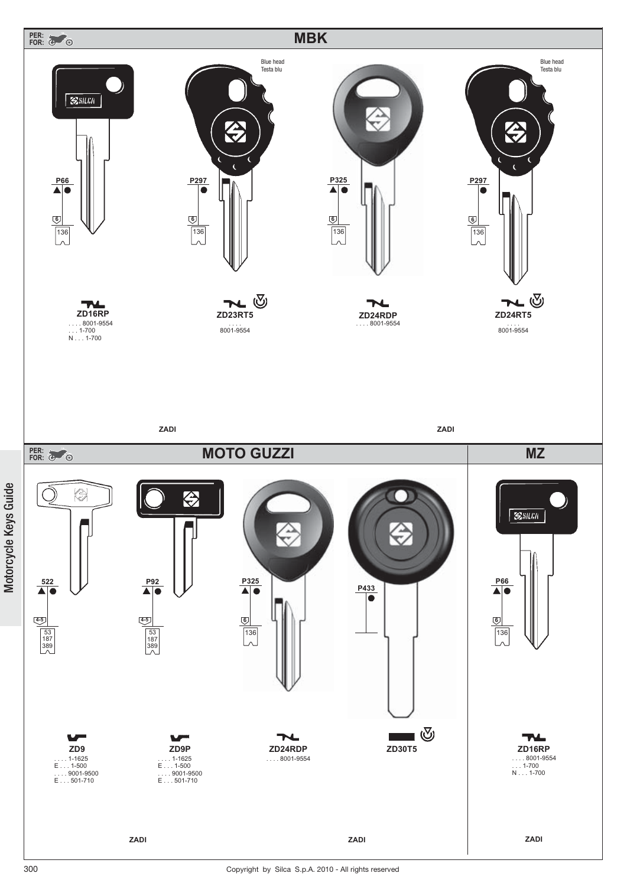PER: FOR:

## MBK

| P66 | P297 | P325 | P297 |
|---|---|---|---|
| | Blue head / Testa blu | | Blue head / Testa blu |
| 6 / 136 | 6 / 136 | 6 / 136 | 6 / 136 |
| **ZD16RP** | **ZD23RT5** | **ZD24RDP** | **ZD24RT5** |
| . . . . 8001-9554<br>. . . 1-700<br>N . . . 1-700 | . . . .<br>8001-9554 | . . . . 8001-9554 | . . . .<br>8001-9554 |

ZADI ZADI

PER: FOR:

## MOTO GUZZI

| 522 | P92 | P325 | P433 |
|---|---|---|---|
| 4-5 / 53 187 389 | 4-5 / 53 187 389 | 6 / 136 | |
| **ZD9** | **ZD9P** | **ZD24RDP** | **ZD30T5** |
| . . . . 1-1625<br>E . . . 1-500<br>. . . . 9001-9500<br>E . . . 501-710 | . . . . 1-1625<br>E . . . 1-500<br>. . . . 9001-9500<br>E . . . 501-710 | . . . . 8001-9554 | |

ZADI ZADI

## MZ

| P66 |
|---|
| 6 / 136 |
| **ZD16RP** |
| . . . . 8001-9554<br>. . . 1-700<br>N . . . 1-700 |

ZADI

Motorcycle Keys Guide

Copyright by Silca S.p.A. 2010 - All rights reserved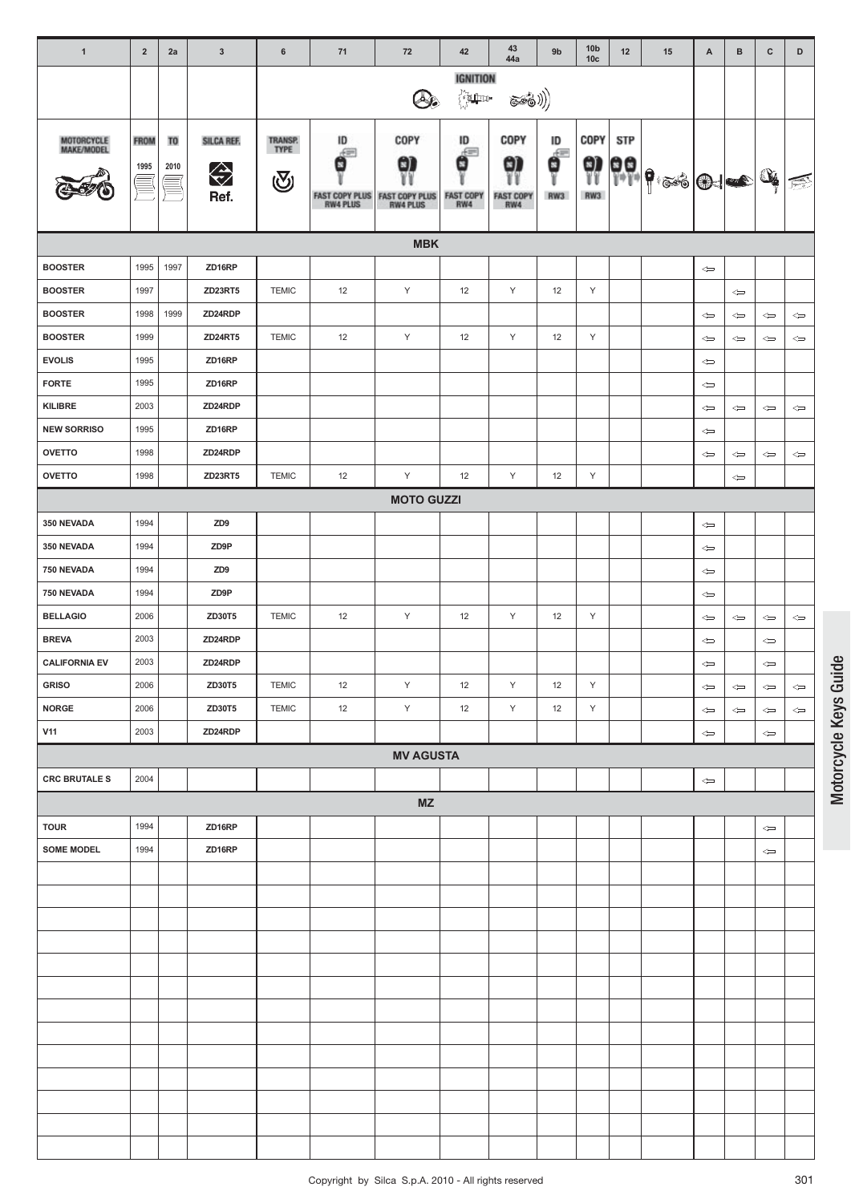| 1 | 2 | 2a | 3 | 6 | 71 | 72 | 42 | 43 44a | 9b | 10b 10c | 12 | 15 | A | B | C | D |
|---|---|---|---|---|---|---|---|---|---|---|---|---|---|---|---|---|
| | | | | | | | IGNITION | | | | | | | | | |
| MOTORCYCLE MAKE/MODEL | FROM 1995 | TO 2010 | SILCA REF. Ref. | TRANSP. TYPE | ID FAST COPY PLUS RW4 PLUS | COPY FAST COPY PLUS RW4 PLUS | ID FAST COPY RW4 | COPY FAST COPY RW4 | ID RW3 | COPY RW3 | STP | | | | | |
| **MBK** | | | | | | | | | | | | | | | | |
| **BOOSTER** | 1995 | 1997 | **ZD16RP** | | | | | | | | | | ⇦ | | | |
| **BOOSTER** | 1997 | | **ZD23RT5** | TEMIC | 12 | Y | 12 | Y | 12 | Y | | | | ⇦ | | |
| **BOOSTER** | 1998 | 1999 | **ZD24RDP** | | | | | | | | | | ⇦ | ⇦ | ⇦ | ⇦ |
| **BOOSTER** | 1999 | | **ZD24RT5** | TEMIC | 12 | Y | 12 | Y | 12 | Y | | | ⇦ | ⇦ | ⇦ | ⇦ |
| **EVOLIS** | 1995 | | **ZD16RP** | | | | | | | | | | ⇦ | | | |
| **FORTE** | 1995 | | **ZD16RP** | | | | | | | | | | ⇦ | | | |
| **KILIBRE** | 2003 | | **ZD24RDP** | | | | | | | | | | ⇦ | ⇦ | ⇦ | ⇦ |
| **NEW SORRISO** | 1995 | | **ZD16RP** | | | | | | | | | | ⇦ | | | |
| **OVETTO** | 1998 | | **ZD24RDP** | | | | | | | | | | ⇦ | ⇦ | ⇦ | ⇦ |
| **OVETTO** | 1998 | | **ZD23RT5** | TEMIC | 12 | Y | 12 | Y | 12 | Y | | | | ⇦ | | |
| **MOTO GUZZI** | | | | | | | | | | | | | | | | |
| **350 NEVADA** | 1994 | | **ZD9** | | | | | | | | | | ⇦ | | | |
| **350 NEVADA** | 1994 | | **ZD9P** | | | | | | | | | | ⇦ | | | |
| **750 NEVADA** | 1994 | | **ZD9** | | | | | | | | | | ⇦ | | | |
| **750 NEVADA** | 1994 | | **ZD9P** | | | | | | | | | | ⇦ | | | |
| **BELLAGIO** | 2006 | | **ZD30T5** | TEMIC | 12 | Y | 12 | Y | 12 | Y | | | ⇦ | ⇦ | ⇦ | ⇦ |
| **BREVA** | 2003 | | **ZD24RDP** | | | | | | | | | | ⇦ | | ⇦ | |
| **CALIFORNIA EV** | 2003 | | **ZD24RDP** | | | | | | | | | | ⇦ | | ⇦ | |
| **GRISO** | 2006 | | **ZD30T5** | TEMIC | 12 | Y | 12 | Y | 12 | Y | | | ⇦ | ⇦ | ⇦ | ⇦ |
| **NORGE** | 2006 | | **ZD30T5** | TEMIC | 12 | Y | 12 | Y | 12 | Y | | | ⇦ | ⇦ | ⇦ | ⇦ |
| **V11** | 2003 | | **ZD24RDP** | | | | | | | | | | ⇦ | | ⇦ | |
| **MV AGUSTA** | | | | | | | | | | | | | | | | |
| **CRC BRUTALE S** | 2004 | | | | | | | | | | | | ⇦ | | | |
| **MZ** | | | | | | | | | | | | | | | | |
| **TOUR** | 1994 | | **ZD16RP** | | | | | | | | | | | | ⇦ | |
| **SOME MODEL** | 1994 | | **ZD16RP** | | | | | | | | | | | | ⇦ | |

Motorcycle Keys Guide

Copyright by Silca S.p.A. 2010 - All rights reserved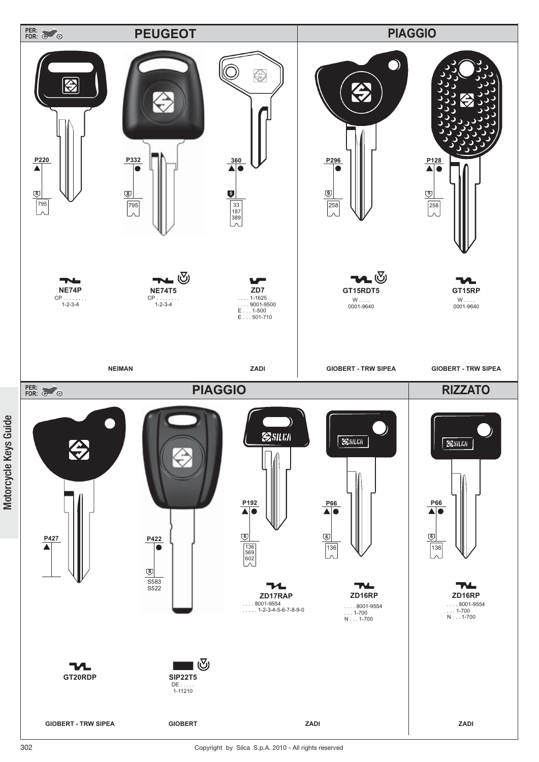PER: FOR:

## PEUGEOT

| P220 | P332 | 360 |
|---|---|---|
| ▲ | ● | ▲● |
| 8 | 8 | 5 |
| 795 | 795 | 33 187 389 |
| **NE74P** | **NE74T5** | **ZD7** |
| CP . . . . . . . . 1-2-3-4 | CP . . . . . . . . 1-2-3-4 | . . . . 1-1625 . . . . 9001-9500 E . . . 1-500 E . . . 501-710 |
| NEIMAN | | ZADI |

## PIAGGIO

| P296 | P128 |
|---|---|
| ● | ▲● |
| 9 | 9 |
| 258 | 258 |
| **GT15RDT5** | **GT15RP** |
| W . . . . 0001-9640 | W . . . . 0001-9640 |
| GIOBERT - TRW SIPEA | GIOBERT - TRW SIPEA |

PER: FOR:

## PIAGGIO

| P427 | P422 | P192 | P66 |
|---|---|---|---|
| ▲ | ● | ▲● | ▲● |
| | 8 | 6 | 6 |
| | S583 S522 | 136 569 602 | 136 |
| **GT20RDP** | **SIP22T5** | **ZD17RAP** | **ZD16RP** |
| | DE . . . . . 1-11210 | . . . . 8001-9554 . . . . . 1-2-3-4-5-6-7-8-9-0 | . . . . 8001-9554 . . . 1-700 N . . . 1-700 |
| GIOBERT - TRW SIPEA | GIOBERT | ZADI | |

## RIZZATO

| P66 |
|---|
| ▲● |
| 6 |
| 136 |
| **ZD16RP** |
| . . . . 8001-9554 . . . 1-700 N . . . 1-700 |
| ZADI |

Motorcycle Keys Guide

Copyright by Silca S.p.A. 2010 - All rights reserved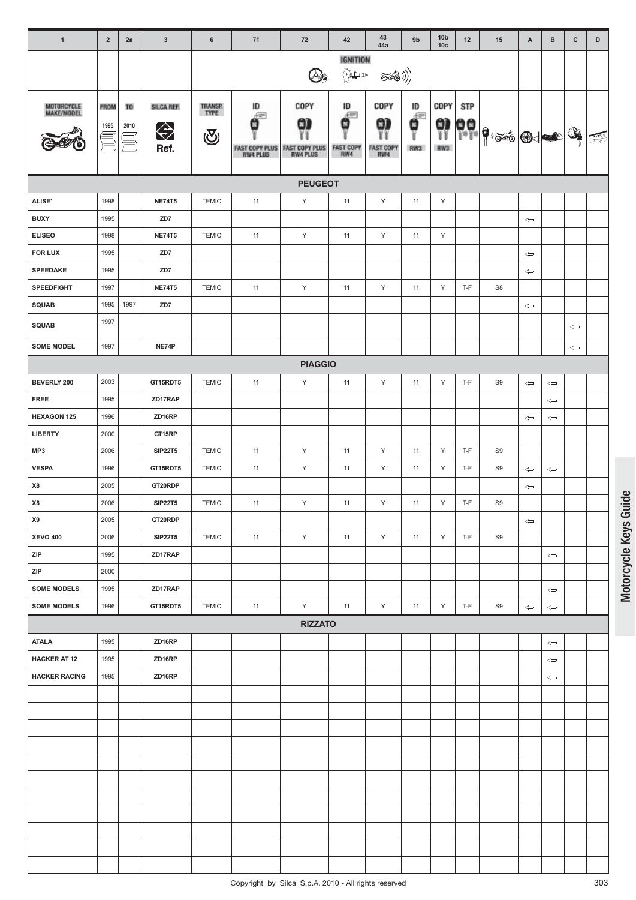| 1 | 2 | 2a | 3 | 6 | 71 | 72 | 42 | 43 44a | 9b | 10b 10c | 12 | 15 | A | B | C | D |
|---|---|---|---|---|---|---|---|---|---|---|---|---|---|---|---|---|
| | | | | | | | IGNITION | | | | | | | | | |
| MOTORCYCLE MAKE/MODEL | FROM 1995 | TO 2010 | SILCA REF. Ref. | TRANSP. TYPE | ID FAST COPY PLUS RW4 PLUS | COPY FAST COPY PLUS RW4 PLUS | ID FAST COPY RW4 | COPY FAST COPY RW4 | ID RW3 | COPY RW3 | STP | | | | | |
| **PEUGEOT** | | | | | | | | | | | | | | | | |
| ALISE' | 1998 | | NE74T5 | TEMIC | 11 | Y | 11 | Y | 11 | Y | | | | | | |
| BUXY | 1995 | | ZD7 | | | | | | | | | | ⇦ | | | |
| ELISEO | 1998 | | NE74T5 | TEMIC | 11 | Y | 11 | Y | 11 | Y | | | | | | |
| FOR LUX | 1995 | | ZD7 | | | | | | | | | | ⇦ | | | |
| SPEEDAKE | 1995 | | ZD7 | | | | | | | | | | ⇦ | | | |
| SPEEDFIGHT | 1997 | | NE74T5 | TEMIC | 11 | Y | 11 | Y | 11 | Y | T-F | S8 | | | | |
| SQUAB | 1995 | 1997 | ZD7 | | | | | | | | | | ⇦ | | | |
| SQUAB | 1997 | | | | | | | | | | | | | | ⇦ | |
| SOME MODEL | 1997 | | NE74P | | | | | | | | | | | | ⇦ | |
| **PIAGGIO** | | | | | | | | | | | | | | | | |
| BEVERLY 200 | 2003 | | GT15RDT5 | TEMIC | 11 | Y | 11 | Y | 11 | Y | T-F | S9 | ⇦ | ⇦ | | |
| FREE | 1995 | | ZD17RAP | | | | | | | | | | | ⇦ | | |
| HEXAGON 125 | 1996 | | ZD16RP | | | | | | | | | | ⇦ | ⇦ | | |
| LIBERTY | 2000 | | GT15RP | | | | | | | | | | | | | |
| MP3 | 2006 | | SIP22T5 | TEMIC | 11 | Y | 11 | Y | 11 | Y | T-F | S9 | | | | |
| VESPA | 1996 | | GT15RDT5 | TEMIC | 11 | Y | 11 | Y | 11 | Y | T-F | S9 | ⇦ | ⇦ | | |
| X8 | 2005 | | GT20RDP | | | | | | | | | | ⇦ | | | |
| X8 | 2006 | | SIP22T5 | TEMIC | 11 | Y | 11 | Y | 11 | Y | T-F | S9 | | | | |
| X9 | 2005 | | GT20RDP | | | | | | | | | | ⇦ | | | |
| XEVO 400 | 2006 | | SIP22T5 | TEMIC | 11 | Y | 11 | Y | 11 | Y | T-F | S9 | | | | |
| ZIP | 1995 | | ZD17RAP | | | | | | | | | | | ⇦ | | |
| ZIP | 2000 | | | | | | | | | | | | | | | |
| SOME MODELS | 1995 | | ZD17RAP | | | | | | | | | | | ⇦ | | |
| SOME MODELS | 1996 | | GT15RDT5 | TEMIC | 11 | Y | 11 | Y | 11 | Y | T-F | S9 | ⇦ | ⇦ | | |
| **RIZZATO** | | | | | | | | | | | | | | | | |
| ATALA | 1995 | | ZD16RP | | | | | | | | | | | ⇦ | | |
| HACKER AT 12 | 1995 | | ZD16RP | | | | | | | | | | | ⇦ | | |
| HACKER RACING | 1995 | | ZD16RP | | | | | | | | | | | ⇦ | | |

Motorcycle Keys Guide

Copyright by Silca S.p.A. 2010 - All rights reserved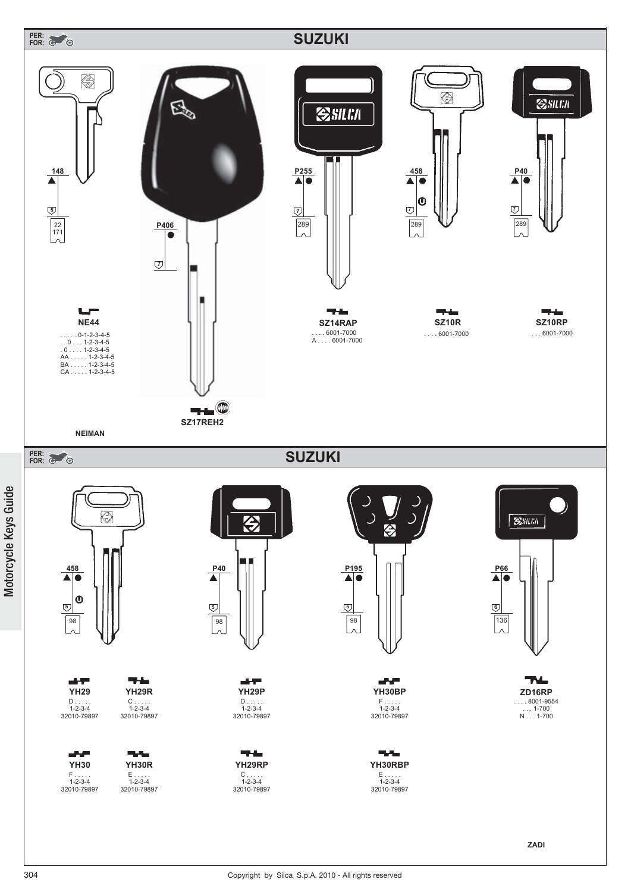PER:
FOR:

# SUZUKI

148

5

22
171

**NE44**

. . . . . 0-1-2-3-4-5
. . 0 . . . 1-2-3-4-5
. 0 . . . . 1-2-3-4-5
AA . . . . . 1-2-3-4-5
BA . . . . . 1-2-3-4-5
CA . . . . . 1-2-3-4-5

NEIMAN

P406

7

**SZ17REH2**

P255

7

289

**SZ14RAP**

. . . . 6001-7000
A . . . . 6001-7000

458

7

289

**SZ10R**

. . . . 6001-7000

P40

7

289

**SZ10RP**

. . . . 6001-7000

PER:
FOR:

# SUZUKI

458

5

98

**YH29**

D . . . . .
1-2-3-4
32010-79897

**YH29R**

C . . . . .
1-2-3-4
32010-79897

**YH30**

F . . . . .
1-2-3-4
32010-79897

**YH30R**

E . . . . .
1-2-3-4
32010-79897

P40

5

98

**YH29P**

D . . . . .
1-2-3-4
32010-79897

**YH29RP**

C . . . . .
1-2-3-4
32010-79897

P195

5

98

**YH30BP**

F . . . . .
1-2-3-4
32010-79897

**YH30RBP**

E . . . . .
1-2-3-4
32010-79897

P66

6

136

**ZD16RP**

. . . . 8001-9554
. . . 1-700
N . . . 1-700

ZADI

Motorcycle Keys Guide

Copyright by Silca S.p.A. 2010 - All rights reserved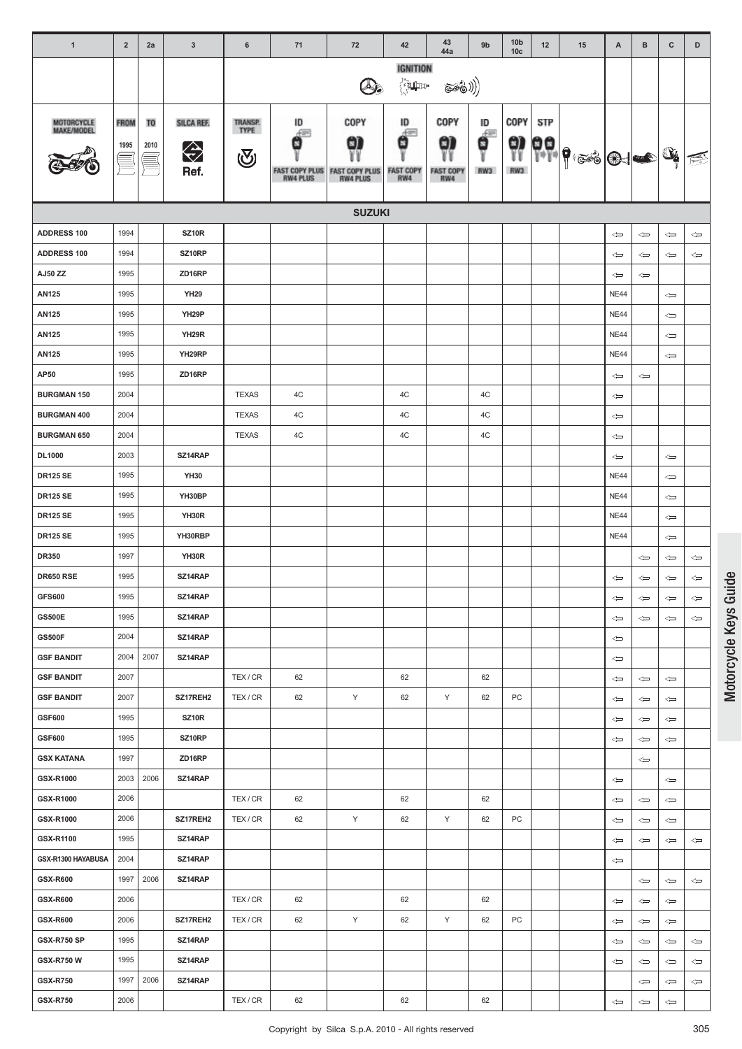| 1 | 2 | 2a | 3 | 6 | 71 | 72 | 42 | 43 44a | 9b | 10b 10c | 12 | 15 | A | B | C | D |
|---|---|---|---|---|---|---|---|---|---|---|---|---|---|---|---|---|
| | | | | | | | IGNITION | | | | | | | | | |
| MOTORCYCLE MAKE/MODEL | FROM 1995 | TO 2010 | SILCA REF. Ref. | TRANSP. TYPE | ID FAST COPY PLUS RW4 PLUS | COPY FAST COPY PLUS RW4 PLUS | ID FAST COPY RW4 | COPY FAST COPY RW4 | ID RW3 | COPY RW3 | STP | | | | | |
| **SUZUKI** | | | | | | | | | | | | | | | | |
| **ADDRESS 100** | 1994 | | **SZ10R** | | | | | | | | | | ⇦ | ⇦ | ⇦ | ⇦ |
| **ADDRESS 100** | 1994 | | **SZ10RP** | | | | | | | | | | ⇦ | ⇦ | ⇦ | ⇦ |
| **AJ50 ZZ** | 1995 | | **ZD16RP** | | | | | | | | | | ⇦ | ⇦ | | |
| **AN125** | 1995 | | **YH29** | | | | | | | | | | NE44 | | ⇦ | |
| **AN125** | 1995 | | **YH29P** | | | | | | | | | | NE44 | | ⇦ | |
| **AN125** | 1995 | | **YH29R** | | | | | | | | | | NE44 | | ⇦ | |
| **AN125** | 1995 | | **YH29RP** | | | | | | | | | | NE44 | | ⇦ | |
| **AP50** | 1995 | | **ZD16RP** | | | | | | | | | | ⇦ | ⇦ | | |
| **BURGMAN 150** | 2004 | | | TEXAS | 4C | | 4C | | 4C | | | | ⇦ | | | |
| **BURGMAN 400** | 2004 | | | TEXAS | 4C | | 4C | | 4C | | | | ⇦ | | | |
| **BURGMAN 650** | 2004 | | | TEXAS | 4C | | 4C | | 4C | | | | ⇦ | | | |
| **DL1000** | 2003 | | **SZ14RAP** | | | | | | | | | | ⇦ | | ⇦ | |
| **DR125 SE** | 1995 | | **YH30** | | | | | | | | | | NE44 | | ⇦ | |
| **DR125 SE** | 1995 | | **YH30BP** | | | | | | | | | | NE44 | | ⇦ | |
| **DR125 SE** | 1995 | | **YH30R** | | | | | | | | | | NE44 | | ⇦ | |
| **DR125 SE** | 1995 | | **YH30RBP** | | | | | | | | | | NE44 | | ⇦ | |
| **DR350** | 1997 | | **YH30R** | | | | | | | | | | | ⇦ | ⇦ | ⇦ |
| **DR650 RSE** | 1995 | | **SZ14RAP** | | | | | | | | | | ⇦ | ⇦ | ⇦ | ⇦ |
| **GFS600** | 1995 | | **SZ14RAP** | | | | | | | | | | ⇦ | ⇦ | ⇦ | ⇦ |
| **GS500E** | 1995 | | **SZ14RAP** | | | | | | | | | | ⇦ | ⇦ | ⇦ | ⇦ |
| **GS500F** | 2004 | | **SZ14RAP** | | | | | | | | | | ⇦ | | | |
| **GSF BANDIT** | 2004 | 2007 | **SZ14RAP** | | | | | | | | | | ⇦ | | | |
| **GSF BANDIT** | 2007 | | | TEX / CR | 62 | | 62 | | 62 | | | | ⇦ | ⇦ | ⇦ | |
| **GSF BANDIT** | 2007 | | **SZ17REH2** | TEX / CR | 62 | Y | 62 | Y | 62 | PC | | | ⇦ | ⇦ | ⇦ | |
| **GSF600** | 1995 | | **SZ10R** | | | | | | | | | | ⇦ | ⇦ | ⇦ | |
| **GSF600** | 1995 | | **SZ10RP** | | | | | | | | | | ⇦ | ⇦ | ⇦ | |
| **GSX KATANA** | 1997 | | **ZD16RP** | | | | | | | | | | | ⇦ | | |
| **GSX-R1000** | 2003 | 2006 | **SZ14RAP** | | | | | | | | | | ⇦ | | ⇦ | |
| **GSX-R1000** | 2006 | | | TEX / CR | 62 | | 62 | | 62 | | | | ⇦ | ⇦ | ⇦ | |
| **GSX-R1000** | 2006 | | **SZ17REH2** | TEX / CR | 62 | Y | 62 | Y | 62 | PC | | | ⇦ | ⇦ | ⇦ | |
| **GSX-R1100** | 1995 | | **SZ14RAP** | | | | | | | | | | ⇦ | ⇦ | ⇦ | ⇦ |
| **GSX-R1300 HAYABUSA** | 2004 | | **SZ14RAP** | | | | | | | | | | ⇦ | | | |
| **GSX-R600** | 1997 | 2006 | **SZ14RAP** | | | | | | | | | | | ⇦ | ⇦ | ⇦ |
| **GSX-R600** | 2006 | | | TEX / CR | 62 | | 62 | | 62 | | | | ⇦ | ⇦ | ⇦ | |
| **GSX-R600** | 2006 | | **SZ17REH2** | TEX / CR | 62 | Y | 62 | Y | 62 | PC | | | ⇦ | ⇦ | ⇦ | |
| **GSX-R750 SP** | 1995 | | **SZ14RAP** | | | | | | | | | | ⇦ | ⇦ | ⇦ | ⇦ |
| **GSX-R750 W** | 1995 | | **SZ14RAP** | | | | | | | | | | ⇦ | ⇦ | ⇦ | ⇦ |
| **GSX-R750** | 1997 | 2006 | **SZ14RAP** | | | | | | | | | | | ⇦ | ⇦ | ⇦ |
| **GSX-R750** | 2006 | | | TEX / CR | 62 | | 62 | | 62 | | | | ⇦ | ⇦ | ⇦ | |

Motorcycle Keys Guide

Copyright by Silca S.p.A. 2010 - All rights reserved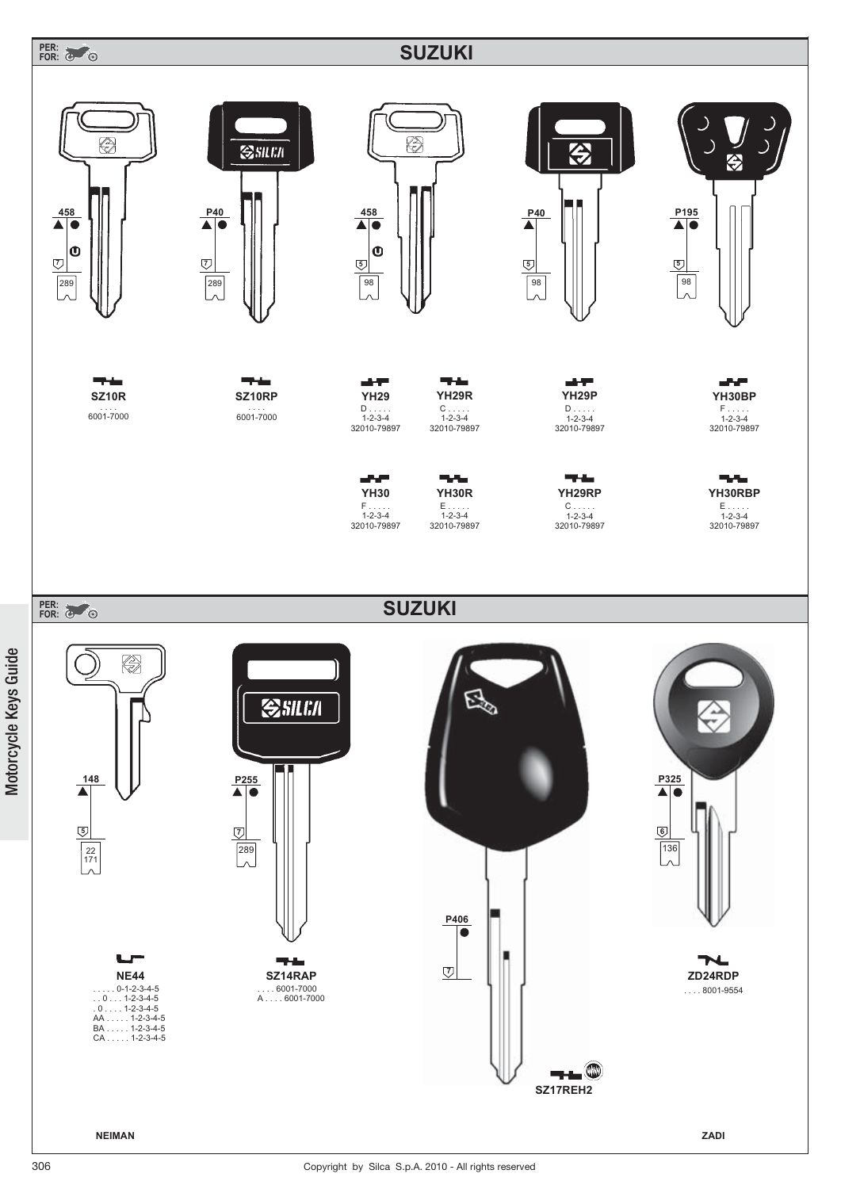PER:
FOR:

## SUZUKI

458 — 7 — 289

P40 — 7 — 289

458 — 5 — 98

P40 — 5 — 98

P195 — 5 — 98

**SZ10R**
. . . .
6001-7000

**SZ10RP**
. . . .
6001-7000

**YH29**
D . . . . .
1-2-3-4
32010-79897

**YH29R**
C . . . . .
1-2-3-4
32010-79897

**YH29P**
D . . . . .
1-2-3-4
32010-79897

**YH30BP**
F . . . . .
1-2-3-4
32010-79897

**YH30**
F . . . . .
1-2-3-4
32010-79897

**YH30R**
E . . . . .
1-2-3-4
32010-79897

**YH29RP**
C . . . . .
1-2-3-4
32010-79897

**YH30RBP**
E . . . . .
1-2-3-4
32010-79897

PER:
FOR:

## SUZUKI

148 — 5 — 22 171

P255 — 7 — 289

P406 — 7

P325 — 6 — 136

**NE44**
. . . . . 0-1-2-3-4-5
. . 0 . . . 1-2-3-4-5
. 0 . . . . 1-2-3-4-5
AA . . . . . 1-2-3-4-5
BA . . . . . 1-2-3-4-5
CA . . . . . 1-2-3-4-5

**SZ14RAP**
. . . . 6001-7000
A . . . . 6001-7000

**SZ17REH2**

**ZD24RDP**
. . . . 8001-9554

NEIMAN

ZADI

Motorcycle Keys Guide

Copyright by Silca S.p.A. 2010 - All rights reserved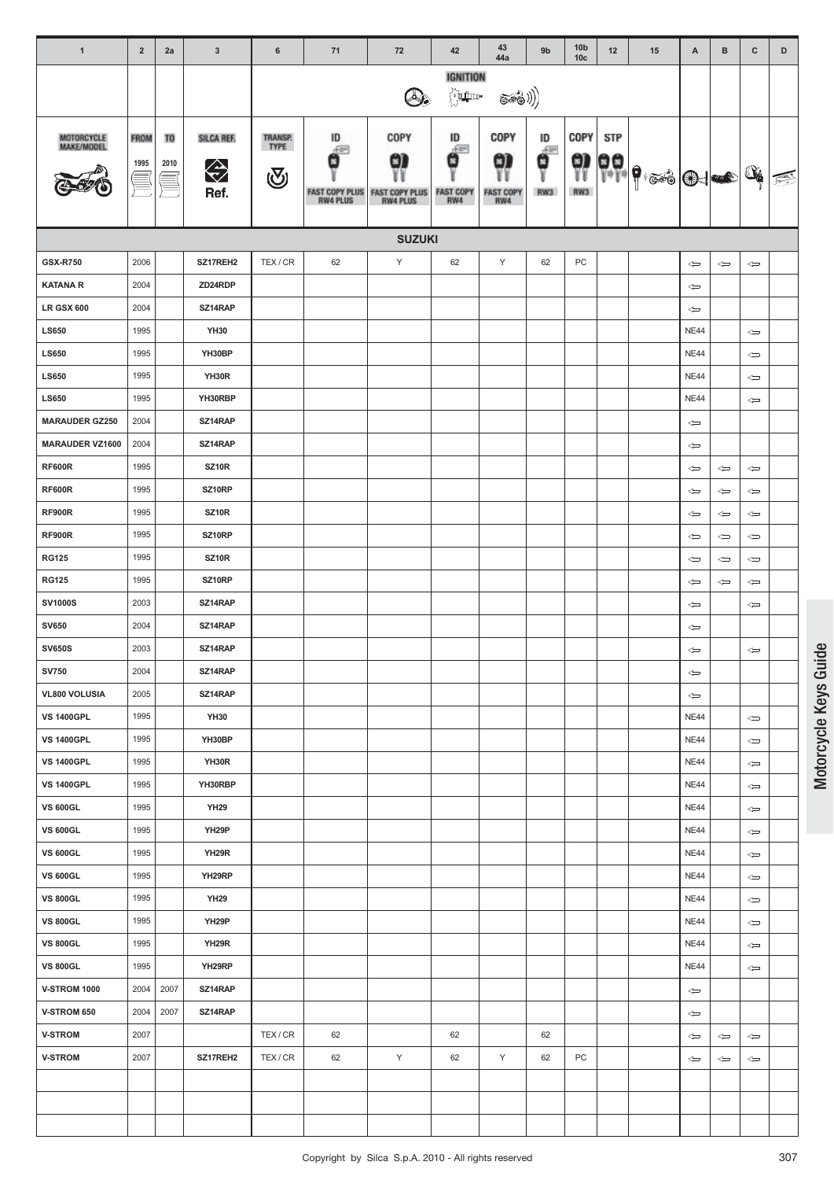| 1 | 2 | 2a | 3 | 6 | 71 | 72 | 42 | 43 44a | 9b | 10b 10c | 12 | 15 | A | B | C | D |
|---|---|---|---|---|---|---|---|---|---|---|---|---|---|---|---|---|
| | | | | | | | IGNITION | | | | | | | | | |
| MOTORCYCLE MAKE/MODEL | FROM 1995 | TO 2010 | SILCA REF. Ref. | TRANSP. TYPE | ID FAST COPY PLUS RW4 PLUS | COPY FAST COPY PLUS RW4 PLUS | ID FAST COPY RW4 | COPY FAST COPY RW4 | ID RW3 | COPY RW3 | STP | | | | | |
| **SUZUKI** | | | | | | | | | | | | | | | | |
| **GSX-R750** | 2006 | | **SZ17REH2** | TEX / CR | 62 | Y | 62 | Y | 62 | PC | | | ⇦ | ⇦ | ⇦ | |
| **KATANA R** | 2004 | | **ZD24RDP** | | | | | | | | | | ⇦ | | | |
| **LR GSX 600** | 2004 | | **SZ14RAP** | | | | | | | | | | ⇦ | | | |
| **LS650** | 1995 | | **YH30** | | | | | | | | | | NE44 | | ⇦ | |
| **LS650** | 1995 | | **YH30BP** | | | | | | | | | | NE44 | | ⇦ | |
| **LS650** | 1995 | | **YH30R** | | | | | | | | | | NE44 | | ⇦ | |
| **LS650** | 1995 | | **YH30RBP** | | | | | | | | | | NE44 | | ⇦ | |
| **MARAUDER GZ250** | 2004 | | **SZ14RAP** | | | | | | | | | | ⇦ | | | |
| **MARAUDER VZ1600** | 2004 | | **SZ14RAP** | | | | | | | | | | ⇦ | | | |
| **RF600R** | 1995 | | **SZ10R** | | | | | | | | | | ⇦ | ⇦ | ⇦ | |
| **RF600R** | 1995 | | **SZ10RP** | | | | | | | | | | ⇦ | ⇦ | ⇦ | |
| **RF900R** | 1995 | | **SZ10R** | | | | | | | | | | ⇦ | ⇦ | ⇦ | |
| **RF900R** | 1995 | | **SZ10RP** | | | | | | | | | | ⇦ | ⇦ | ⇦ | |
| **RG125** | 1995 | | **SZ10R** | | | | | | | | | | ⇦ | ⇦ | ⇦ | |
| **RG125** | 1995 | | **SZ10RP** | | | | | | | | | | ⇦ | ⇦ | ⇦ | |
| **SV1000S** | 2003 | | **SZ14RAP** | | | | | | | | | | ⇦ | | ⇦ | |
| **SV650** | 2004 | | **SZ14RAP** | | | | | | | | | | ⇦ | | | |
| **SV650S** | 2003 | | **SZ14RAP** | | | | | | | | | | ⇦ | | ⇦ | |
| **SV750** | 2004 | | **SZ14RAP** | | | | | | | | | | ⇦ | | | |
| **VL800 VOLUSIA** | 2005 | | **SZ14RAP** | | | | | | | | | | ⇦ | | | |
| **VS 1400GPL** | 1995 | | **YH30** | | | | | | | | | | NE44 | | ⇦ | |
| **VS 1400GPL** | 1995 | | **YH30BP** | | | | | | | | | | NE44 | | ⇦ | |
| **VS 1400GPL** | 1995 | | **YH30R** | | | | | | | | | | NE44 | | ⇦ | |
| **VS 1400GPL** | 1995 | | **YH30RBP** | | | | | | | | | | NE44 | | ⇦ | |
| **VS 600GL** | 1995 | | **YH29** | | | | | | | | | | NE44 | | ⇦ | |
| **VS 600GL** | 1995 | | **YH29P** | | | | | | | | | | NE44 | | ⇦ | |
| **VS 600GL** | 1995 | | **YH29R** | | | | | | | | | | NE44 | | ⇦ | |
| **VS 600GL** | 1995 | | **YH29RP** | | | | | | | | | | NE44 | | ⇦ | |
| **VS 800GL** | 1995 | | **YH29** | | | | | | | | | | NE44 | | ⇦ | |
| **VS 800GL** | 1995 | | **YH29P** | | | | | | | | | | NE44 | | ⇦ | |
| **VS 800GL** | 1995 | | **YH29R** | | | | | | | | | | NE44 | | ⇦ | |
| **VS 800GL** | 1995 | | **YH29RP** | | | | | | | | | | NE44 | | ⇦ | |
| **V-STROM 1000** | 2004 | 2007 | **SZ14RAP** | | | | | | | | | | ⇦ | | | |
| **V-STROM 650** | 2004 | 2007 | **SZ14RAP** | | | | | | | | | | ⇦ | | | |
| **V-STROM** | 2007 | | | TEX / CR | 62 | | 62 | | 62 | | | | ⇦ | ⇦ | ⇦ | |
| **V-STROM** | 2007 | | **SZ17REH2** | TEX / CR | 62 | Y | 62 | Y | 62 | PC | | | ⇦ | ⇦ | ⇦ | |
| | | | | | | | | | | | | | | | | |
| | | | | | | | | | | | | | | | | |
| | | | | | | | | | | | | | | | | |

Motorcycle Keys Guide

Copyright by Silca S.p.A. 2010 - All rights reserved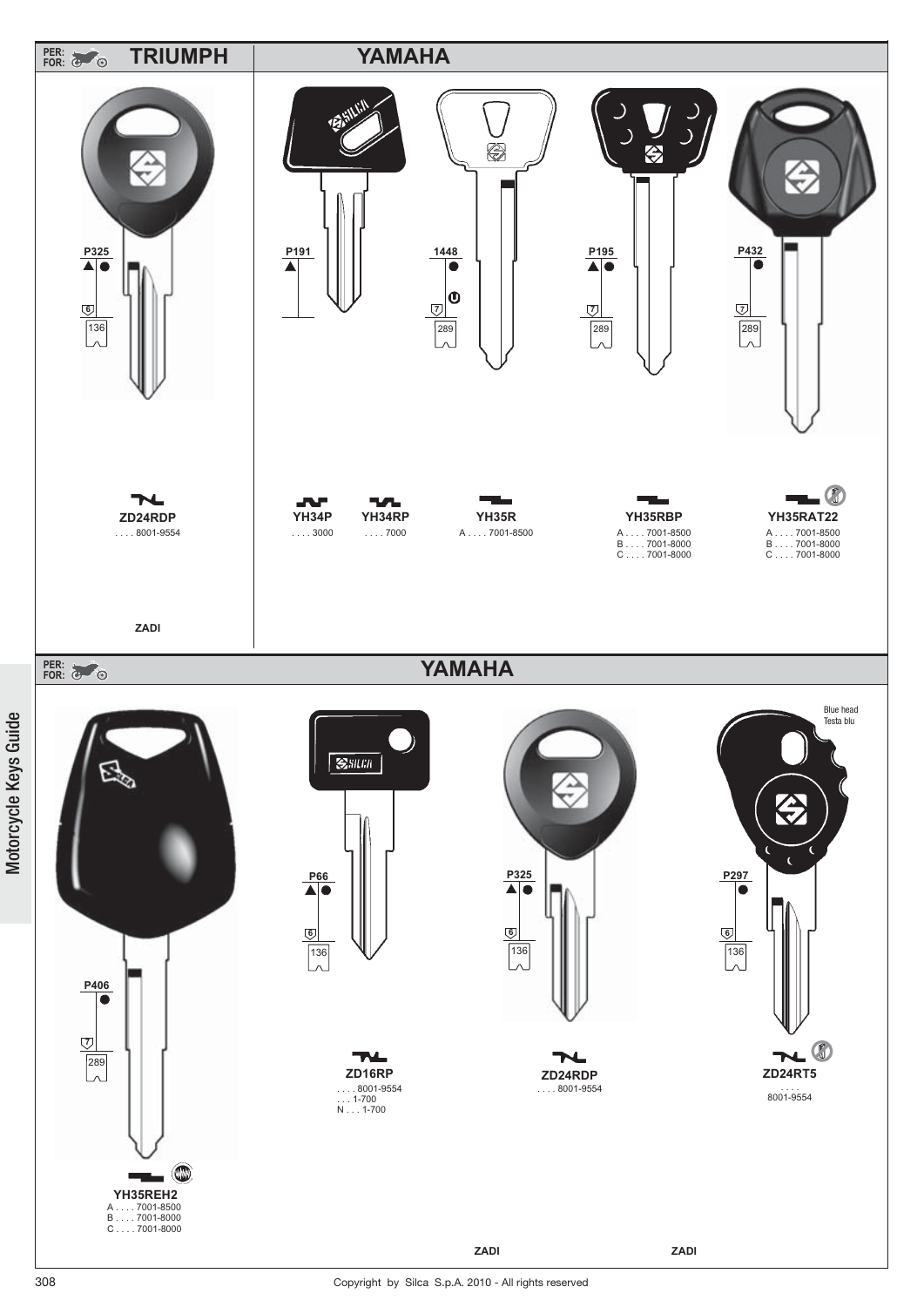PER:
FOR:

## TRIUMPH

P325

6

136

**ZD24RDP**
. . . . 8001-9554

ZADI

## YAMAHA

P191

**YH34P**
. . . . 3000

**YH34RP**
. . . . 7000

1448

7

289

**YH35R**
A . . . . 7001-8500

P195

7

289

**YH35RBP**
A . . . . 7001-8500
B . . . . 7001-8000
C . . . . 7001-8000

P432

7

289

**YH35RAT22**
A . . . . 7001-8500
B . . . . 7001-8000
C . . . . 7001-8000

PER:
FOR:

## YAMAHA

P406

7

289

**YH35REH2**
A . . . . 7001-8500
B . . . . 7001-8000
C . . . . 7001-8000

P66

6

136

**ZD16RP**
. . . . 8001-9554
. . . 1-700
N . . . 1-700

P325

6

136

**ZD24RDP**
. . . . 8001-9554

ZADI

Blue head
Testa blu

P297

6

136

**ZD24RT5**
. . . .
8001-9554

ZADI

Motorcycle Keys Guide

Copyright by Silca S.p.A. 2010 - All rights reserved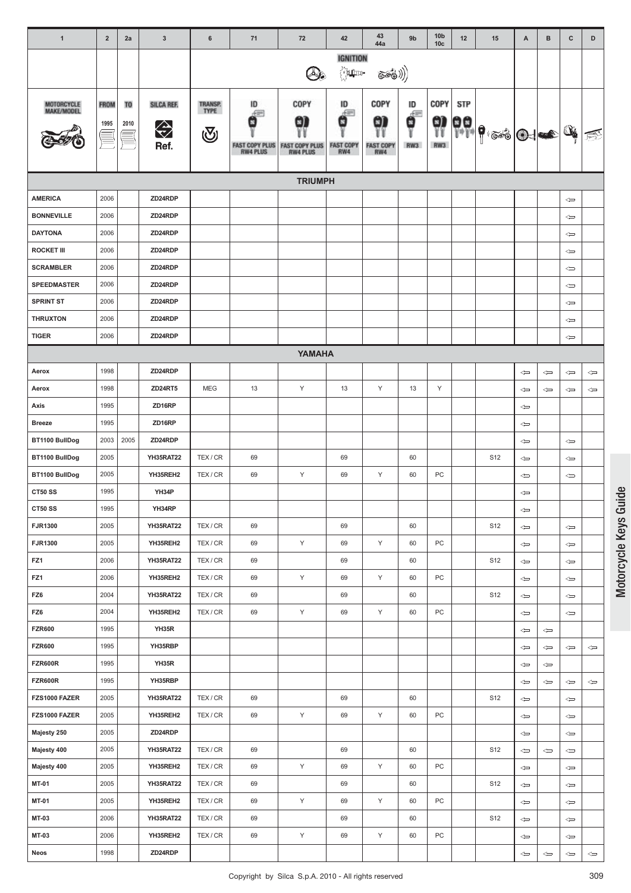| 1 | 2 | 2a | 3 | 6 | 71 | 72 | 42 | 43 44a | 9b | 10b 10c | 12 | 15 | A | B | C | D |
|---|---|---|---|---|---|---|---|---|---|---|---|---|---|---|---|---|
| | | | | | | | IGNITION | | | | | | | | | |
| MOTORCYCLE MAKE/MODEL | FROM 1995 | TO 2010 | SILCA REF. Ref. | TRANSP. TYPE | ID FAST COPY PLUS RW4 PLUS | COPY FAST COPY PLUS RW4 PLUS | ID FAST COPY RW4 | COPY FAST COPY RW4 | ID RW3 | COPY RW3 | STP | | | | | |
| **TRIUMPH** | | | | | | | | | | | | | | | | |
| **AMERICA** | 2006 | | ZD24RDP | | | | | | | | | | | | ⇐ | |
| **BONNEVILLE** | 2006 | | ZD24RDP | | | | | | | | | | | | ⇐ | |
| **DAYTONA** | 2006 | | ZD24RDP | | | | | | | | | | | | ⇐ | |
| **ROCKET III** | 2006 | | ZD24RDP | | | | | | | | | | | | ⇐ | |
| **SCRAMBLER** | 2006 | | ZD24RDP | | | | | | | | | | | | ⇐ | |
| **SPEEDMASTER** | 2006 | | ZD24RDP | | | | | | | | | | | | ⇐ | |
| **SPRINT ST** | 2006 | | ZD24RDP | | | | | | | | | | | | ⇐ | |
| **THRUXTON** | 2006 | | ZD24RDP | | | | | | | | | | | | ⇐ | |
| **TIGER** | 2006 | | ZD24RDP | | | | | | | | | | | | ⇐ | |
| **YAMAHA** | | | | | | | | | | | | | | | | |
| **Aerox** | 1998 | | ZD24RDP | | | | | | | | | | ⇐ | ⇐ | ⇐ | ⇐ |
| **Aerox** | 1998 | | ZD24RT5 | MEG | 13 | Y | 13 | Y | 13 | Y | | | ⇐ | ⇐ | ⇐ | ⇐ |
| **Axis** | 1995 | | ZD16RP | | | | | | | | | | ⇐ | | | |
| **Breeze** | 1995 | | ZD16RP | | | | | | | | | | ⇐ | | | |
| **BT1100 BullDog** | 2003 | 2005 | ZD24RDP | | | | | | | | | | ⇐ | | ⇐ | |
| **BT1100 BullDog** | 2005 | | YH35RAT22 | TEX / CR | 69 | | 69 | | 60 | | | S12 | ⇐ | | ⇐ | |
| **BT1100 BullDog** | 2005 | | YH35REH2 | TEX / CR | 69 | Y | 69 | Y | 60 | PC | | | ⇐ | | ⇐ | |
| **CT50 SS** | 1995 | | YH34P | | | | | | | | | | ⇐ | | | |
| **CT50 SS** | 1995 | | YH34RP | | | | | | | | | | ⇐ | | | |
| **FJR1300** | 2005 | | YH35RAT22 | TEX / CR | 69 | | 69 | | 60 | | | S12 | ⇐ | | ⇐ | |
| **FJR1300** | 2005 | | YH35REH2 | TEX / CR | 69 | Y | 69 | Y | 60 | PC | | | ⇐ | | ⇐ | |
| **FZ1** | 2006 | | YH35RAT22 | TEX / CR | 69 | | 69 | | 60 | | | S12 | ⇐ | | ⇐ | |
| **FZ1** | 2006 | | YH35REH2 | TEX / CR | 69 | Y | 69 | Y | 60 | PC | | | ⇐ | | ⇐ | |
| **FZ6** | 2004 | | YH35RAT22 | TEX / CR | 69 | | 69 | | 60 | | | S12 | ⇐ | | ⇐ | |
| **FZ6** | 2004 | | YH35REH2 | TEX / CR | 69 | Y | 69 | Y | 60 | PC | | | ⇐ | | ⇐ | |
| **FZR600** | 1995 | | YH35R | | | | | | | | | | ⇐ | ⇐ | | |
| **FZR600** | 1995 | | YH35RBP | | | | | | | | | | ⇐ | ⇐ | ⇐ | ⇐ |
| **FZR600R** | 1995 | | YH35R | | | | | | | | | | ⇐ | ⇐ | | |
| **FZR600R** | 1995 | | YH35RBP | | | | | | | | | | ⇐ | ⇐ | ⇐ | ⇐ |
| **FZS1000 FAZER** | 2005 | | YH35RAT22 | TEX / CR | 69 | | 69 | | 60 | | | S12 | ⇐ | | ⇐ | |
| **FZS1000 FAZER** | 2005 | | YH35REH2 | TEX / CR | 69 | Y | 69 | Y | 60 | PC | | | ⇐ | | ⇐ | |
| **Majesty 250** | 2005 | | ZD24RDP | | | | | | | | | | ⇐ | | ⇐ | |
| **Majesty 400** | 2005 | | YH35RAT22 | TEX / CR | 69 | | 69 | | 60 | | | S12 | ⇐ | ⇐ | ⇐ | |
| **Majesty 400** | 2005 | | YH35REH2 | TEX / CR | 69 | Y | 69 | Y | 60 | PC | | | ⇐ | | ⇐ | |
| **MT-01** | 2005 | | YH35RAT22 | TEX / CR | 69 | | 69 | | 60 | | | S12 | ⇐ | | ⇐ | |
| **MT-01** | 2005 | | YH35REH2 | TEX / CR | 69 | Y | 69 | Y | 60 | PC | | | ⇐ | | ⇐ | |
| **MT-03** | 2006 | | YH35RAT22 | TEX / CR | 69 | | 69 | | 60 | | | S12 | ⇐ | | ⇐ | |
| **MT-03** | 2006 | | YH35REH2 | TEX / CR | 69 | Y | 69 | Y | 60 | PC | | | ⇐ | | ⇐ | |
| **Neos** | 1998 | | ZD24RDP | | | | | | | | | | ⇐ | ⇐ | ⇐ | ⇐ |

Motorcycle Keys Guide

Copyright by Silca S.p.A. 2010 - All rights reserved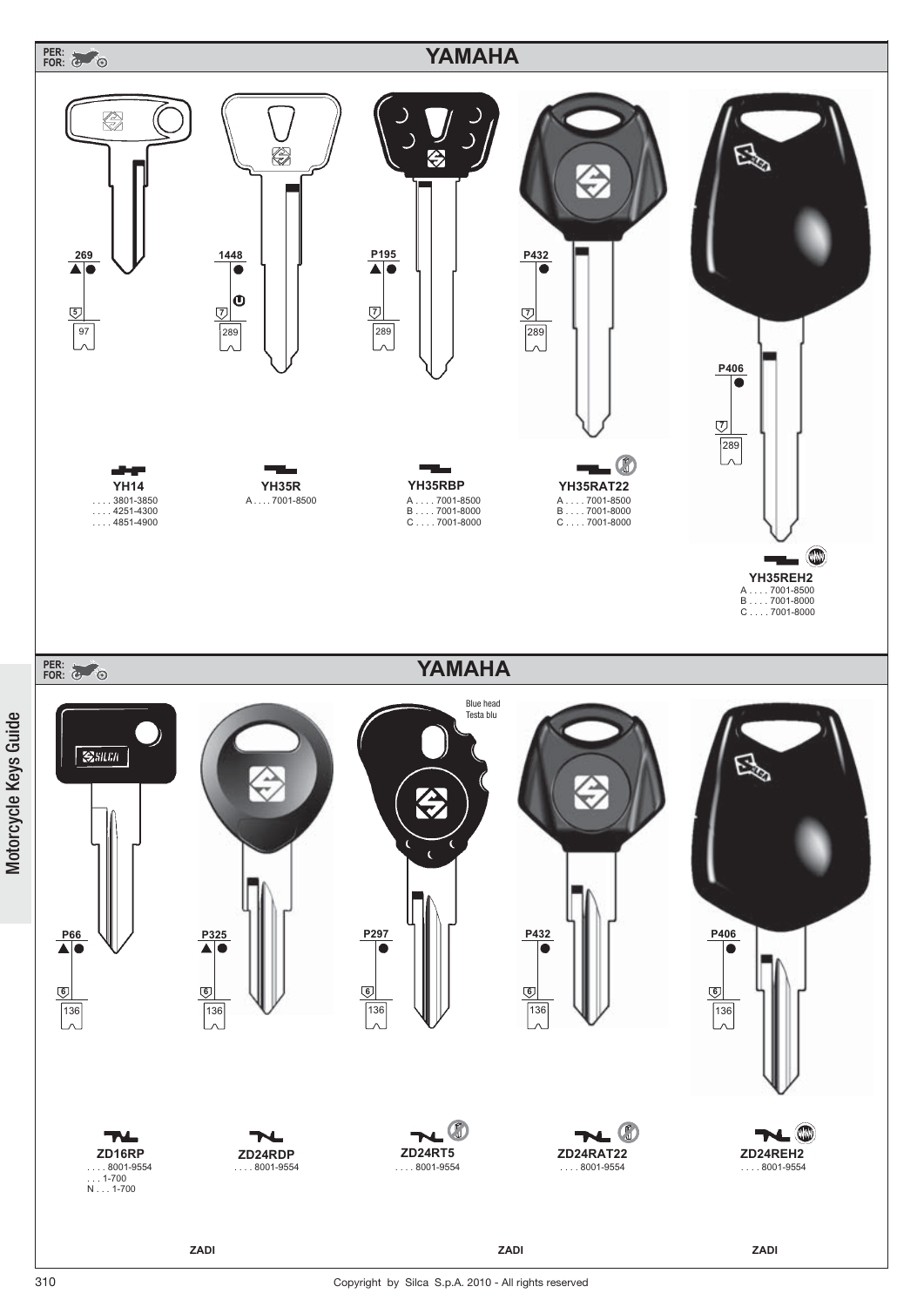PER:
FOR:

## YAMAHA

| Key | Code | Ref | Ranges |
|---|---|---|---|
| YH14 | 269 ▲● | 5 / 97 | .... 3801-3850<br>.... 4251-4300<br>.... 4851-4900 |
| YH35R | 1448 ● U | 7 / 289 | A .... 7001-8500 |
| YH35RBP | P195 ▲● | 7 / 289 | A .... 7001-8500<br>B .... 7001-8000<br>C .... 7001-8000 |
| YH35RAT22 | P432 ● | 7 / 289 | A .... 7001-8500<br>B .... 7001-8000<br>C .... 7001-8000 |
| YH35REH2 | P406 ● | 7 / 289 | A .... 7001-8500<br>B .... 7001-8000<br>C .... 7001-8000 |

PER:
FOR:

## YAMAHA

| Key | Code | Ref | Ranges |
|---|---|---|---|
| ZD16RP | P66 ▲● | 6 / 136 | .... 8001-9554<br>... 1-700<br>N ... 1-700 |
| ZD24RDP | P325 ▲● | 6 / 136 | .... 8001-9554 |
| ZD24RT5 | P297 ● | 6 / 136 | .... 8001-9554 |
| ZD24RAT22 | P432 ● | 6 / 136 | .... 8001-9554 |
| ZD24REH2 | P406 ● | 6 / 136 | .... 8001-9554 |

Blue head
Testa blu

ZADI ZADI ZADI

Motorcycle Keys Guide

Copyright by Silca S.p.A. 2010 - All rights reserved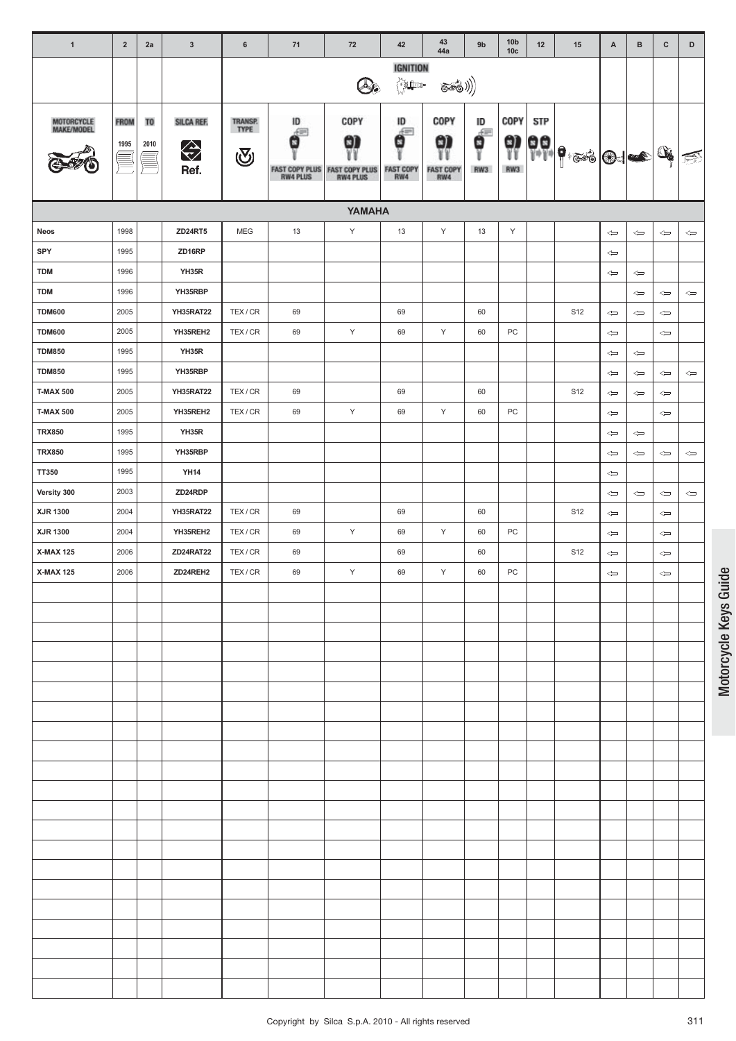| 1 | 2 | 2a | 3 | 6 | 71 | 72 | 42 | 43 44a | 9b | 10b 10c | 12 | 15 | A | B | C | D |
|---|---|---|---|---|---|---|---|---|---|---|---|---|---|---|---|---|
| | | | | | | | IGNITION | | | | | | | | | |
| MOTORCYCLE MAKE/MODEL | FROM 1995 | TO 2010 | SILCA REF. Ref. | TRANSP. TYPE | ID FAST COPY PLUS RW4 PLUS | COPY FAST COPY PLUS RW4 PLUS | ID FAST COPY RW4 | COPY FAST COPY RW4 | ID RW3 | COPY RW3 | STP | | | | | |
| **YAMAHA** | | | | | | | | | | | | | | | | |
| Neos | 1998 | | ZD24RT5 | MEG | 13 | Y | 13 | Y | 13 | Y | | | ⇦ | ⇦ | ⇦ | ⇦ |
| SPY | 1995 | | ZD16RP | | | | | | | | | | ⇦ | | | |
| TDM | 1996 | | YH35R | | | | | | | | | | ⇦ | ⇦ | | |
| TDM | 1996 | | YH35RBP | | | | | | | | | | | ⇦ | ⇦ | ⇦ |
| TDM600 | 2005 | | YH35RAT22 | TEX / CR | 69 | | 69 | | 60 | | | S12 | ⇦ | ⇦ | ⇦ | |
| TDM600 | 2005 | | YH35REH2 | TEX / CR | 69 | Y | 69 | Y | 60 | PC | | | ⇦ | | ⇦ | |
| TDM850 | 1995 | | YH35R | | | | | | | | | | ⇦ | ⇦ | | |
| TDM850 | 1995 | | YH35RBP | | | | | | | | | | ⇦ | ⇦ | ⇦ | ⇦ |
| T-MAX 500 | 2005 | | YH35RAT22 | TEX / CR | 69 | | 69 | | 60 | | | S12 | ⇦ | ⇦ | ⇦ | |
| T-MAX 500 | 2005 | | YH35REH2 | TEX / CR | 69 | Y | 69 | Y | 60 | PC | | | ⇦ | | ⇦ | |
| TRX850 | 1995 | | YH35R | | | | | | | | | | ⇦ | ⇦ | | |
| TRX850 | 1995 | | YH35RBP | | | | | | | | | | ⇦ | ⇦ | ⇦ | ⇦ |
| TT350 | 1995 | | YH14 | | | | | | | | | | ⇦ | | | |
| Versity 300 | 2003 | | ZD24RDP | | | | | | | | | | ⇦ | ⇦ | ⇦ | ⇦ |
| XJR 1300 | 2004 | | YH35RAT22 | TEX / CR | 69 | | 69 | | 60 | | | S12 | ⇦ | | ⇦ | |
| XJR 1300 | 2004 | | YH35REH2 | TEX / CR | 69 | Y | 69 | Y | 60 | PC | | | ⇦ | | ⇦ | |
| X-MAX 125 | 2006 | | ZD24RAT22 | TEX / CR | 69 | | 69 | | 60 | | | S12 | ⇦ | | ⇦ | |
| X-MAX 125 | 2006 | | ZD24REH2 | TEX / CR | 69 | Y | 69 | Y | 60 | PC | | | ⇦ | | ⇦ | |

Motorcycle Keys Guide

Copyright by Silca S.p.A. 2010 - All rights reserved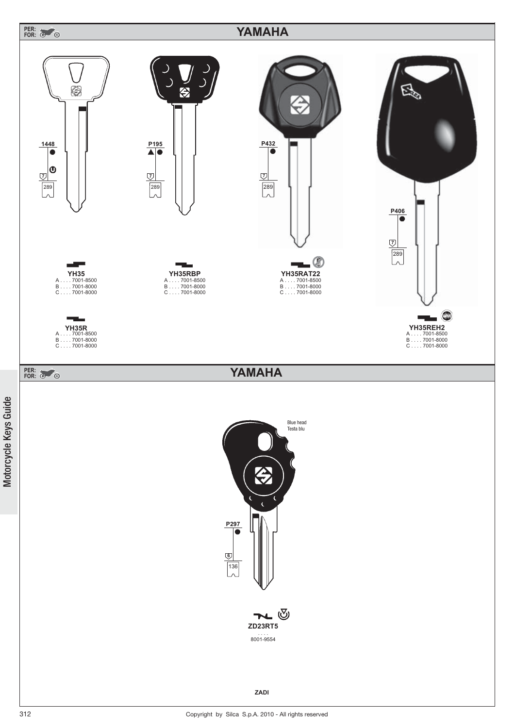## PER: FOR: YAMAHA

1448

7

289

**YH35**
A . . . . 7001-8500
B . . . . 7001-8000
C . . . . 7001-8000

**YH35R**
A . . . . 7001-8500
B . . . . 7001-8000
C . . . . 7001-8000

P195

7

289

**YH35RBP**
A . . . . 7001-8500
B . . . . 7001-8000
C . . . . 7001-8000

P432

7

289

**YH35RAT22**
A . . . . 7001-8500
B . . . . 7001-8000
C . . . . 7001-8000

P406

7

289

**YH35REH2**
A . . . . 7001-8500
B . . . . 7001-8000
C . . . . 7001-8000

## PER: FOR: YAMAHA

Blue head
Testa blu

P297

6

136

**ZD23RT5**
. . . .
8001-9554

**ZADI**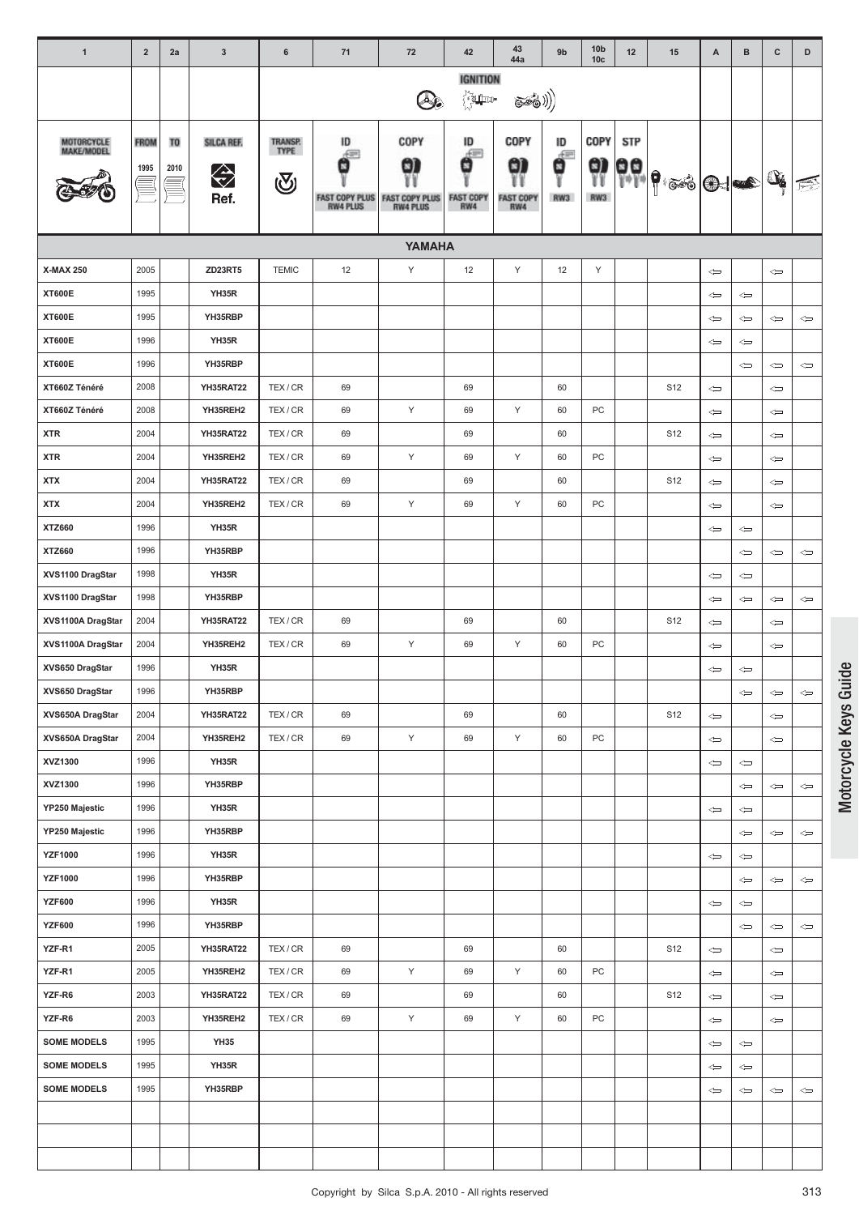| 1 | 2 | 2a | 3 | 6 | 71 | 72 | 42 | 43 44a | 9b | 10b 10c | 12 | 15 | A | B | C | D |
|---|---|---|---|---|---|---|---|---|---|---|---|---|---|---|---|---|
| | | | | | | | IGNITION | | | | | | | | | |
| MOTORCYCLE MAKE/MODEL | FROM 1995 | TO 2010 | SILCA REF. Ref. | TRANSP. TYPE | ID FAST COPY PLUS RW4 PLUS | COPY FAST COPY PLUS RW4 PLUS | ID FAST COPY RW4 | COPY FAST COPY RW4 | ID RW3 | COPY RW3 | STP | | | | | |
| **YAMAHA** | | | | | | | | | | | | | | | | |
| **X-MAX 250** | 2005 | | **ZD23RT5** | TEMIC | 12 | Y | 12 | Y | 12 | Y | | | ⇦ | | ⇦ | |
| **XT600E** | 1995 | | **YH35R** | | | | | | | | | | ⇦ | ⇦ | | |
| **XT600E** | 1995 | | **YH35RBP** | | | | | | | | | | ⇦ | ⇦ | ⇦ | ⇦ |
| **XT600E** | 1996 | | **YH35R** | | | | | | | | | | ⇦ | ⇦ | | |
| **XT600E** | 1996 | | **YH35RBP** | | | | | | | | | | | ⇦ | ⇦ | ⇦ |
| **XT660Z Ténéré** | 2008 | | **YH35RAT22** | TEX / CR | 69 | | 69 | | 60 | | | S12 | ⇦ | | ⇦ | |
| **XT660Z Ténéré** | 2008 | | **YH35REH2** | TEX / CR | 69 | Y | 69 | Y | 60 | PC | | | ⇦ | | ⇦ | |
| **XTR** | 2004 | | **YH35RAT22** | TEX / CR | 69 | | 69 | | 60 | | | S12 | ⇦ | | ⇦ | |
| **XTR** | 2004 | | **YH35REH2** | TEX / CR | 69 | Y | 69 | Y | 60 | PC | | | ⇦ | | ⇦ | |
| **XTX** | 2004 | | **YH35RAT22** | TEX / CR | 69 | | 69 | | 60 | | | S12 | ⇦ | | ⇦ | |
| **XTX** | 2004 | | **YH35REH2** | TEX / CR | 69 | Y | 69 | Y | 60 | PC | | | ⇦ | | ⇦ | |
| **XTZ660** | 1996 | | **YH35R** | | | | | | | | | | ⇦ | ⇦ | | |
| **XTZ660** | 1996 | | **YH35RBP** | | | | | | | | | | | ⇦ | ⇦ | ⇦ |
| **XVS1100 DragStar** | 1998 | | **YH35R** | | | | | | | | | | ⇦ | ⇦ | | |
| **XVS1100 DragStar** | 1998 | | **YH35RBP** | | | | | | | | | | ⇦ | ⇦ | ⇦ | ⇦ |
| **XVS1100A DragStar** | 2004 | | **YH35RAT22** | TEX / CR | 69 | | 69 | | 60 | | | S12 | ⇦ | | ⇦ | |
| **XVS1100A DragStar** | 2004 | | **YH35REH2** | TEX / CR | 69 | Y | 69 | Y | 60 | PC | | | ⇦ | | ⇦ | |
| **XVS650 DragStar** | 1996 | | **YH35R** | | | | | | | | | | ⇦ | ⇦ | | |
| **XVS650 DragStar** | 1996 | | **YH35RBP** | | | | | | | | | | | ⇦ | ⇦ | ⇦ |
| **XVS650A DragStar** | 2004 | | **YH35RAT22** | TEX / CR | 69 | | 69 | | 60 | | | S12 | ⇦ | | ⇦ | |
| **XVS650A DragStar** | 2004 | | **YH35REH2** | TEX / CR | 69 | Y | 69 | Y | 60 | PC | | | ⇦ | | ⇦ | |
| **XVZ1300** | 1996 | | **YH35R** | | | | | | | | | | ⇦ | ⇦ | | |
| **XVZ1300** | 1996 | | **YH35RBP** | | | | | | | | | | | ⇦ | ⇦ | ⇦ |
| **YP250 Majestic** | 1996 | | **YH35R** | | | | | | | | | | ⇦ | ⇦ | | |
| **YP250 Majestic** | 1996 | | **YH35RBP** | | | | | | | | | | | ⇦ | ⇦ | ⇦ |
| **YZF1000** | 1996 | | **YH35R** | | | | | | | | | | ⇦ | ⇦ | | |
| **YZF1000** | 1996 | | **YH35RBP** | | | | | | | | | | | ⇦ | ⇦ | ⇦ |
| **YZF600** | 1996 | | **YH35R** | | | | | | | | | | ⇦ | ⇦ | | |
| **YZF600** | 1996 | | **YH35RBP** | | | | | | | | | | | ⇦ | ⇦ | ⇦ |
| **YZF-R1** | 2005 | | **YH35RAT22** | TEX / CR | 69 | | 69 | | 60 | | | S12 | ⇦ | | ⇦ | |
| **YZF-R1** | 2005 | | **YH35REH2** | TEX / CR | 69 | Y | 69 | Y | 60 | PC | | | ⇦ | | ⇦ | |
| **YZF-R6** | 2003 | | **YH35RAT22** | TEX / CR | 69 | | 69 | | 60 | | | S12 | ⇦ | | ⇦ | |
| **YZF-R6** | 2003 | | **YH35REH2** | TEX / CR | 69 | Y | 69 | Y | 60 | PC | | | ⇦ | | ⇦ | |
| **SOME MODELS** | 1995 | | **YH35** | | | | | | | | | | ⇦ | ⇦ | | |
| **SOME MODELS** | 1995 | | **YH35R** | | | | | | | | | | ⇦ | ⇦ | | |
| **SOME MODELS** | 1995 | | **YH35RBP** | | | | | | | | | | ⇦ | ⇦ | ⇦ | ⇦ |

Copyright by Silca S.p.A. 2010 - All rights reserved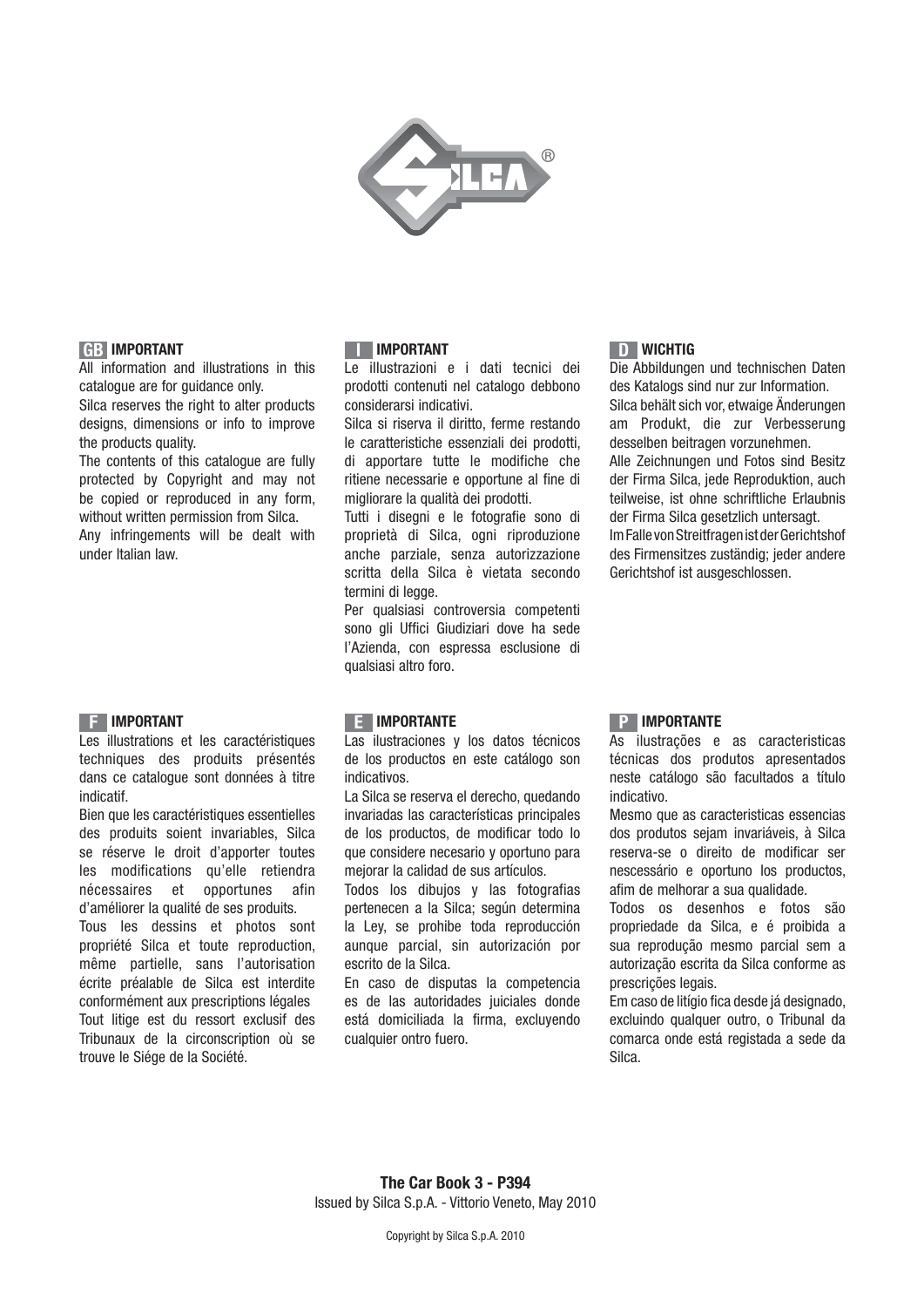**GB IMPORTANT**

All information and illustrations in this catalogue are for guidance only.
Silca reserves the right to alter products designs, dimensions or info to improve the products quality.
The contents of this catalogue are fully protected by Copyright and may not be copied or reproduced in any form, without written permission from Silca.
Any infringements will be dealt with under Italian law.

**I IMPORTANT**

Le illustrazioni e i dati tecnici dei prodotti contenuti nel catalogo debbono considerarsi indicativi.
Silca si riserva il diritto, ferme restando le caratteristiche essenziali dei prodotti, di apportare tutte le modifiche che ritiene necessarie e opportune al fine di migliorare la qualità dei prodotti.
Tutti i disegni e le fotografie sono di proprietà di Silca, ogni riproduzione anche parziale, senza autorizzazione scritta della Silca è vietata secondo termini di legge.
Per qualsiasi controversia competenti sono gli Uffici Giudiziari dove ha sede l'Azienda, con espressa esclusione di qualsiasi altro foro.

**D WICHTIG**

Die Abbildungen und technischen Daten des Katalogs sind nur zur Information.
Silca behält sich vor, etwaige Änderungen am Produkt, die zur Verbesserung desselben beitragen vorzunehmen.
Alle Zeichnungen und Fotos sind Besitz der Firma Silca, jede Reproduktion, auch teilweise, ist ohne schriftliche Erlaubnis der Firma Silca gesetzlich untersagt.
Im Falle von Streitfragen ist der Gerichtshof des Firmensitzes zuständig; jeder andere Gerichtshof ist ausgeschlossen.

**F IMPORTANT**

Les illustrations et les caractéristiques techniques des produits présentés dans ce catalogue sont données à titre indicatif.
Bien que les caractéristiques essentielles des produits soient invariables, Silca se réserve le droit d'apporter toutes les modifications qu'elle retiendra nécessaires et opportunes afin d'améliorer la qualité de ses produits.
Tous les dessins et photos sont propriété Silca et toute reproduction, même partielle, sans l'autorisation écrite préalable de Silca est interdite conformément aux prescriptions légales
Tout litige est du ressort exclusif des Tribunaux de la circonscription où se trouve le Siége de la Société.

**E IMPORTANTE**

Las ilustraciones y los datos técnicos de los productos en este catálogo son indicativos.
La Silca se reserva el derecho, quedando invariadas las características principales de los productos, de modificar todo lo que considere necesario y oportuno para mejorar la calidad de sus artículos.
Todos los dibujos y las fotografias pertenecen a la Silca; según determina la Ley, se prohibe toda reproducción aunque parcial, sin autorización por escrito de la Silca.
En caso de disputas la competencia es de las autoridades juiciales donde está domiciliada la firma, excluyendo cualquier ontro fuero.

**P IMPORTANTE**

As ilustrações e as caracteristicas técnicas dos produtos apresentados neste catálogo são facultados a título indicativo.
Mesmo que as caracteristicas essencias dos produtos sejam invariáveis, à Silca reserva-se o direito de modificar ser nescessário e oportuno los productos, afim de melhorar a sua qualidade.
Todos os desenhos e fotos são propriedade da Silca, e é proibida a sua reprodução mesmo parcial sem a autorização escrita da Silca conforme as prescrições legais.
Em caso de litígio fica desde já designado, excluindo qualquer outro, o Tribunal da comarca onde está registada a sede da Silca.

**The Car Book 3 - P394**
Issued by Silca S.p.A. - Vittorio Veneto, May 2010

Copyright by Silca S.p.A. 2010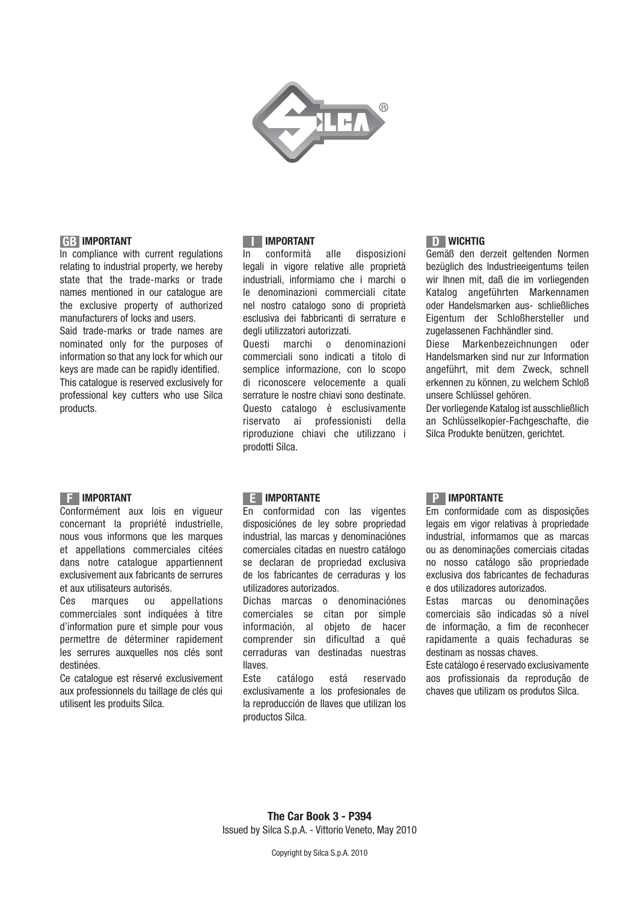## GB IMPORTANT

In compliance with current regulations relating to industrial property, we hereby state that the trade-marks or trade names mentioned in our catalogue are the exclusive property of authorized manufacturers of locks and users.

Said trade-marks or trade names are nominated only for the purposes of information so that any lock for which our keys are made can be rapidly identified.

This catalogue is reserved exclusively for professional key cutters who use Silca products.

## I IMPORTANT

In conformità alle disposizioni legali in vigore relative alle proprietà industriali, informiamo che i marchi o le denominazioni commerciali citate nel nostro catalogo sono di proprietà esclusiva dei fabbricanti di serrature e degli utilizzatori autorizzati.

Questi marchi o denominazioni commerciali sono indicati a titolo di semplice informazione, con lo scopo di riconoscere velocemente a quali serrature le nostre chiavi sono destinate.

Questo catalogo è esclusivamente riservato ai professionisti della riproduzione chiavi che utilizzano i prodotti Silca.

## D WICHTIG

Gemäß den derzeit geltenden Normen bezüglich des Industrieeigentums teilen wir Ihnen mit, daß die im vorliegenden Katalog angeführten Markennamen oder Handelsmarken aus- schließliches Eigentum der Schloßhersteller und zugelassenen Fachhändler sind.

Diese Markenbezeichnungen oder Handelsmarken sind nur zur Information angeführt, mit dem Zweck, schnell erkennen zu können, zu welchem Schloß unsere Schlüssel gehören.

Der vorliegende Katalog ist ausschließlich an Schlüsselkopier-Fachgeschafte, die Silca Produkte benützen, gerichtet.

## F IMPORTANT

Conformément aux lois en vigueur concernant la propriété industrielle, nous vous informons que les marques et appellations commerciales citées dans notre catalogue appartiennent exclusivement aux fabricants de serrures et aux utilisateurs autorisés.

Ces marques ou appellations commerciales sont indiquées à titre d'information pure et simple pour vous permettre de déterminer rapidement les serrures auxquelles nos clés sont destinées.

Ce catalogue est réservé exclusivement aux professionnels du taillage de clés qui utilisent les produits Silca.

## E IMPORTANTE

En conformidad con las vigentes disposiciónes de ley sobre propriedad industrial, las marcas y denominaciónes comerciales citadas en nuestro catálogo se declaran de propriedad exclusiva de los fabricantes de cerraduras y los utilizadores autorizados.

Dichas marcas o denominaciónes comerciales se citan por simple información, al objeto de hacer comprender sin dificultad a qué cerraduras van destinadas nuestras llaves.

Este catálogo está reservado exclusivamente a los profesionales de la reproducción de llaves que utilizan los productos Silca.

## P IMPORTANTE

Em conformidade com as disposições legais em vigor relativas à propriedade industrial, informamos que as marcas ou as denominações comerciais citadas no nosso catálogo são propriedade exclusiva dos fabricantes de fechaduras e dos utilizadores autorizados.

Estas marcas ou denominações comerciais são indicadas só a nível de informação, a fim de reconhecer rapidamente a quais fechaduras se destinam as nossas chaves.

Este catálogo é reservado exclusivamente aos profissionais da reprodução de chaves que utilizam os produtos Silca.

**The Car Book 3 - P394**
Issued by Silca S.p.A. - Vittorio Veneto, May 2010

Copyright by Silca S.p.A. 2010